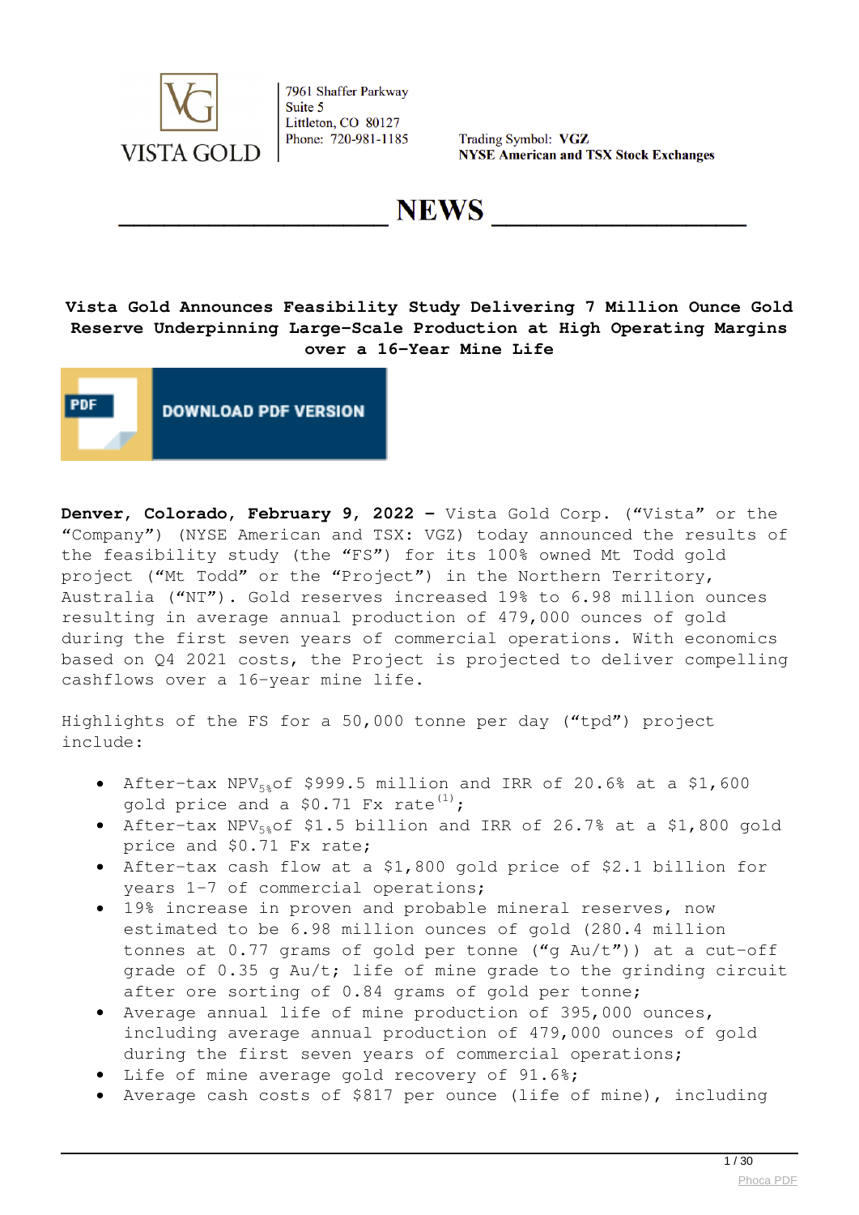7961 Shaffer Parkway
Suite 5
Littleton, CO 80127
Phone: 720-981-1185

Trading Symbol: **VGZ**
**NYSE American and TSX Stock Exchanges**

# NEWS

## Vista Gold Announces Feasibility Study Delivering 7 Million Ounce Gold Reserve Underpinning Large-Scale Production at High Operating Margins over a 16-Year Mine Life

DOWNLOAD PDF VERSION

**Denver, Colorado, February 9, 2022 –** Vista Gold Corp. ("Vista" or the "Company") (NYSE American and TSX: VGZ) today announced the results of the feasibility study (the "FS") for its 100% owned Mt Todd gold project ("Mt Todd" or the "Project") in the Northern Territory, Australia ("NT"). Gold reserves increased 19% to 6.98 million ounces resulting in average annual production of 479,000 ounces of gold during the first seven years of commercial operations. With economics based on Q4 2021 costs, the Project is projected to deliver compelling cashflows over a 16-year mine life.

Highlights of the FS for a 50,000 tonne per day ("tpd") project include:

- After-tax $NPV_{5\%}$ of $999.5 million and IRR of 20.6% at a $1,600 gold price and a $0.71 Fx rate[(1)];
- After-tax $NPV_{5\%}$ of $1.5 billion and IRR of 26.7% at a $1,800 gold price and $0.71 Fx rate;
- After-tax cash flow at a $1,800 gold price of $2.1 billion for years 1-7 of commercial operations;
- 19% increase in proven and probable mineral reserves, now estimated to be 6.98 million ounces of gold (280.4 million tonnes at 0.77 grams of gold per tonne ("g Au/t")) at a cut-off grade of 0.35 g Au/t; life of mine grade to the grinding circuit after ore sorting of 0.84 grams of gold per tonne;
- Average annual life of mine production of 395,000 ounces, including average annual production of 479,000 ounces of gold during the first seven years of commercial operations;
- Life of mine average gold recovery of 91.6%;
- Average cash costs of $817 per ounce (life of mine), including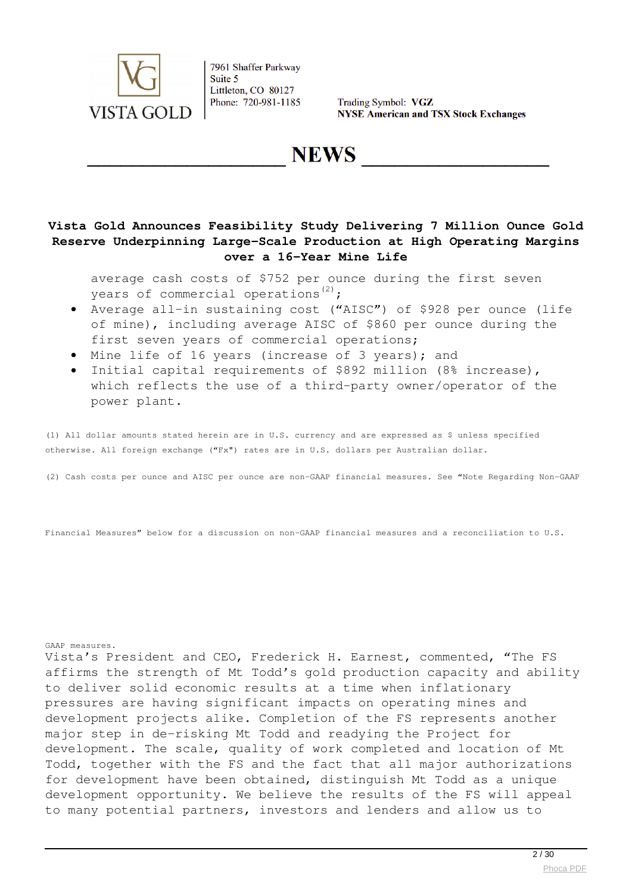# Vista Gold Announces Feasibility Study Delivering 7 Million Ounce Gold Reserve Underpinning Large-Scale Production at High Operating Margins over a 16-Year Mine Life

average cash costs of $752 per ounce during the first seven years of commercial operations[2];

- Average all-in sustaining cost ("AISC") of $928 per ounce (life of mine), including average AISC of $860 per ounce during the first seven years of commercial operations;
- Mine life of 16 years (increase of 3 years); and
- Initial capital requirements of $892 million (8% increase), which reflects the use of a third-party owner/operator of the power plant.

(1) All dollar amounts stated herein are in U.S. currency and are expressed as $ unless specified otherwise. All foreign exchange ("Fx") rates are in U.S. dollars per Australian dollar.

(2) Cash costs per ounce and AISC per ounce are non-GAAP financial measures. See "Note Regarding Non-GAAP Financial Measures" below for a discussion on non-GAAP financial measures and a reconciliation to U.S. GAAP measures.

Vista's President and CEO, Frederick H. Earnest, commented, "The FS affirms the strength of Mt Todd's gold production capacity and ability to deliver solid economic results at a time when inflationary pressures are having significant impacts on operating mines and development projects alike. Completion of the FS represents another major step in de-risking Mt Todd and readying the Project for development. The scale, quality of work completed and location of Mt Todd, together with the FS and the fact that all major authorizations for development have been obtained, distinguish Mt Todd as a unique development opportunity. We believe the results of the FS will appeal to many potential partners, investors and lenders and allow us to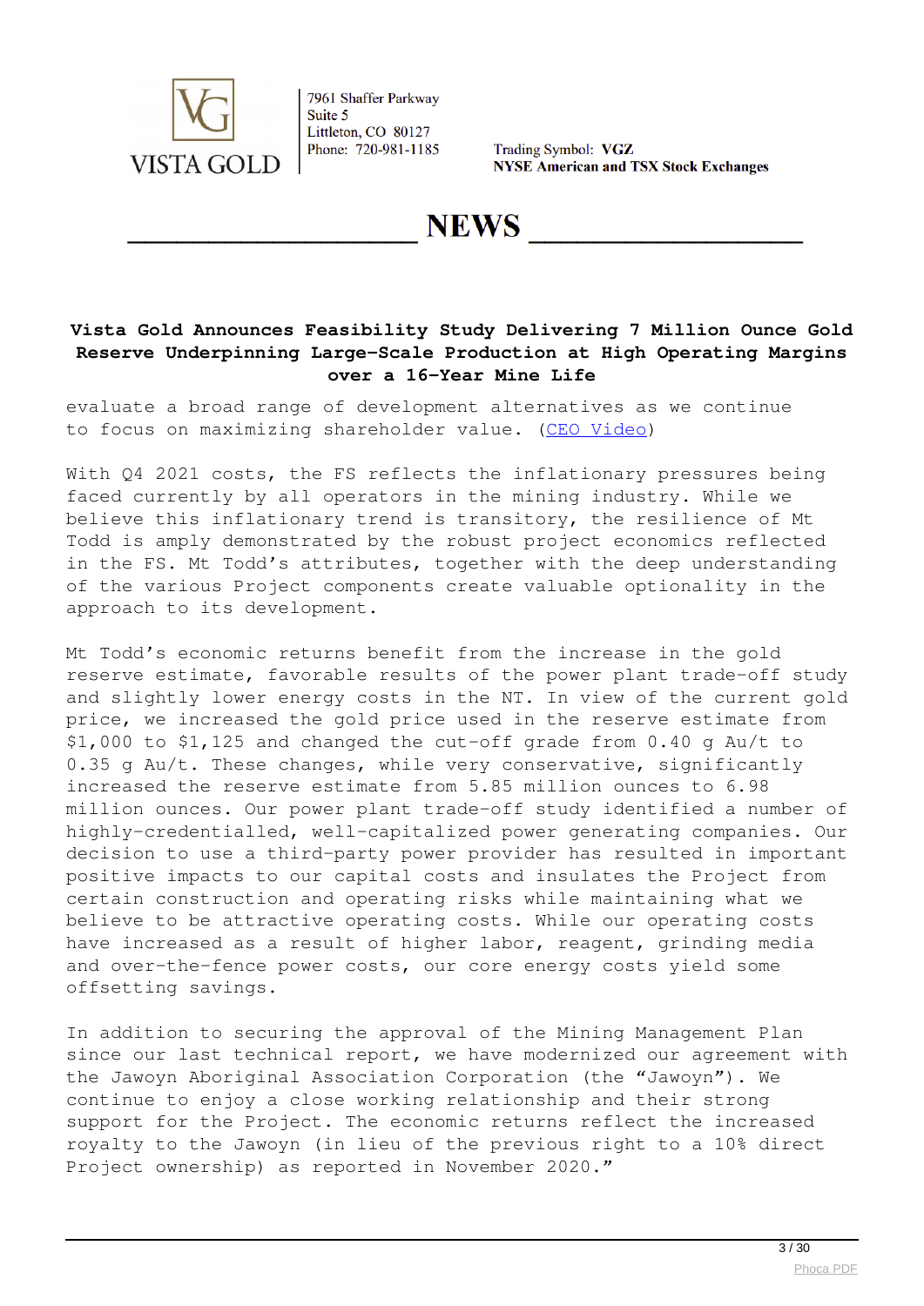evaluate a broad range of development alternatives as we continue to focus on maximizing shareholder value. (CEO Video)

With Q4 2021 costs, the FS reflects the inflationary pressures being faced currently by all operators in the mining industry. While we believe this inflationary trend is transitory, the resilience of Mt Todd is amply demonstrated by the robust project economics reflected in the FS. Mt Todd's attributes, together with the deep understanding of the various Project components create valuable optionality in the approach to its development.

Mt Todd's economic returns benefit from the increase in the gold reserve estimate, favorable results of the power plant trade-off study and slightly lower energy costs in the NT. In view of the current gold price, we increased the gold price used in the reserve estimate from $1,000 to $1,125 and changed the cut-off grade from 0.40 g Au/t to 0.35 g Au/t. These changes, while very conservative, significantly increased the reserve estimate from 5.85 million ounces to 6.98 million ounces. Our power plant trade-off study identified a number of highly-credentialled, well-capitalized power generating companies. Our decision to use a third-party power provider has resulted in important positive impacts to our capital costs and insulates the Project from certain construction and operating risks while maintaining what we believe to be attractive operating costs. While our operating costs have increased as a result of higher labor, reagent, grinding media and over-the-fence power costs, our core energy costs yield some offsetting savings.

In addition to securing the approval of the Mining Management Plan since our last technical report, we have modernized our agreement with the Jawoyn Aboriginal Association Corporation (the "Jawoyn"). We continue to enjoy a close working relationship and their strong support for the Project. The economic returns reflect the increased royalty to the Jawoyn (in lieu of the previous right to a 10% direct Project ownership) as reported in November 2020."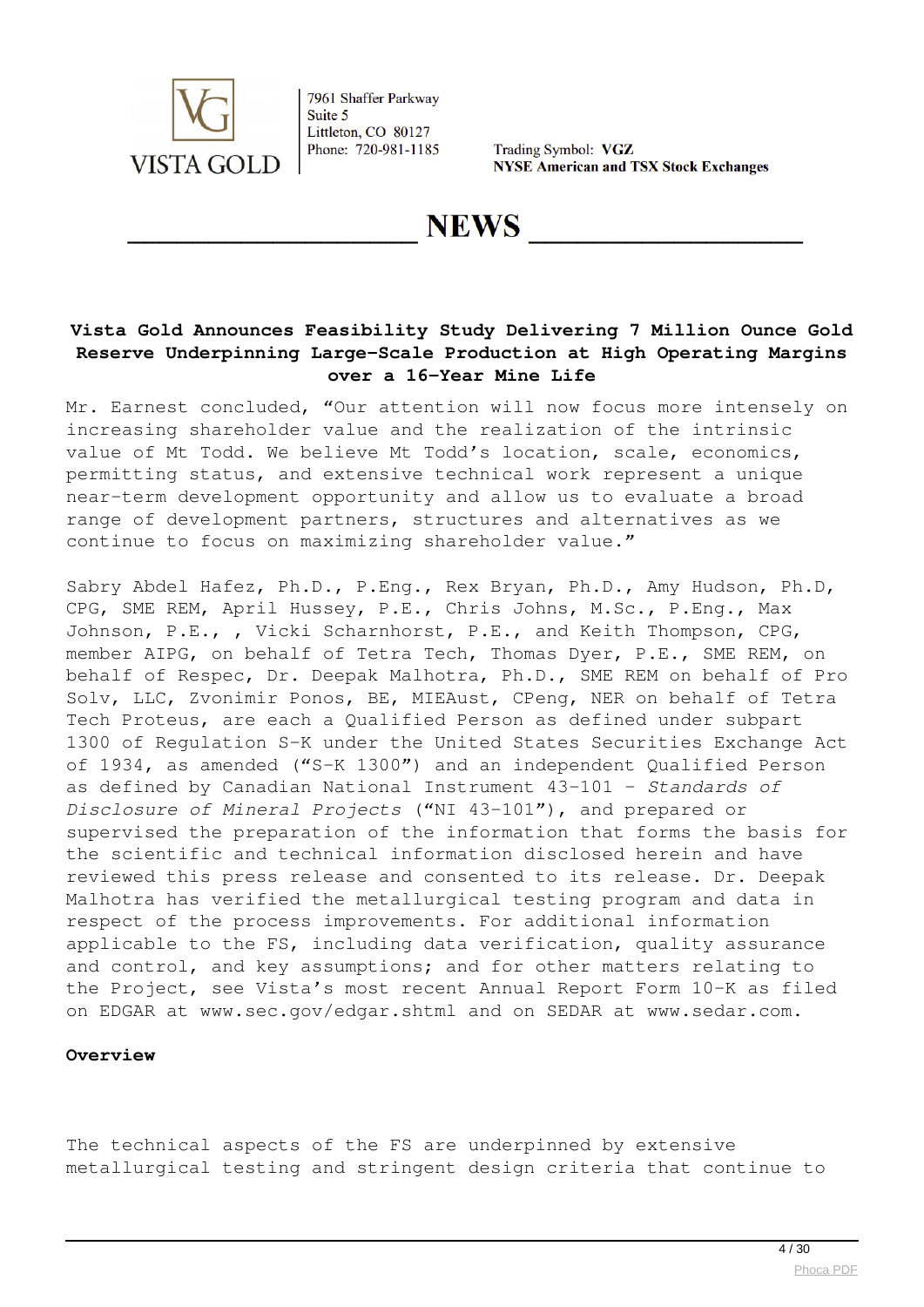**Vista Gold Announces Feasibility Study Delivering 7 Million Ounce Gold Reserve Underpinning Large-Scale Production at High Operating Margins over a 16-Year Mine Life**

Mr. Earnest concluded, "Our attention will now focus more intensely on increasing shareholder value and the realization of the intrinsic value of Mt Todd. We believe Mt Todd's location, scale, economics, permitting status, and extensive technical work represent a unique near-term development opportunity and allow us to evaluate a broad range of development partners, structures and alternatives as we continue to focus on maximizing shareholder value."

Sabry Abdel Hafez, Ph.D., P.Eng., Rex Bryan, Ph.D., Amy Hudson, Ph.D, CPG, SME REM, April Hussey, P.E., Chris Johns, M.Sc., P.Eng., Max Johnson, P.E., , Vicki Scharnhorst, P.E., and Keith Thompson, CPG, member AIPG, on behalf of Tetra Tech, Thomas Dyer, P.E., SME REM, on behalf of Respec, Dr. Deepak Malhotra, Ph.D., SME REM on behalf of Pro Solv, LLC, Zvonimir Ponos, BE, MIEAust, CPeng, NER on behalf of Tetra Tech Proteus, are each a Qualified Person as defined under subpart 1300 of Regulation S-K under the United States Securities Exchange Act of 1934, as amended ("S-K 1300") and an independent Qualified Person as defined by Canadian National Instrument 43-101 – *Standards of Disclosure of Mineral Projects* ("NI 43-101"), and prepared or supervised the preparation of the information that forms the basis for the scientific and technical information disclosed herein and have reviewed this press release and consented to its release. Dr. Deepak Malhotra has verified the metallurgical testing program and data in respect of the process improvements. For additional information applicable to the FS, including data verification, quality assurance and control, and key assumptions; and for other matters relating to the Project, see Vista's most recent Annual Report Form 10-K as filed on EDGAR at www.sec.gov/edgar.shtml and on SEDAR at www.sedar.com.

**Overview**

The technical aspects of the FS are underpinned by extensive metallurgical testing and stringent design criteria that continue to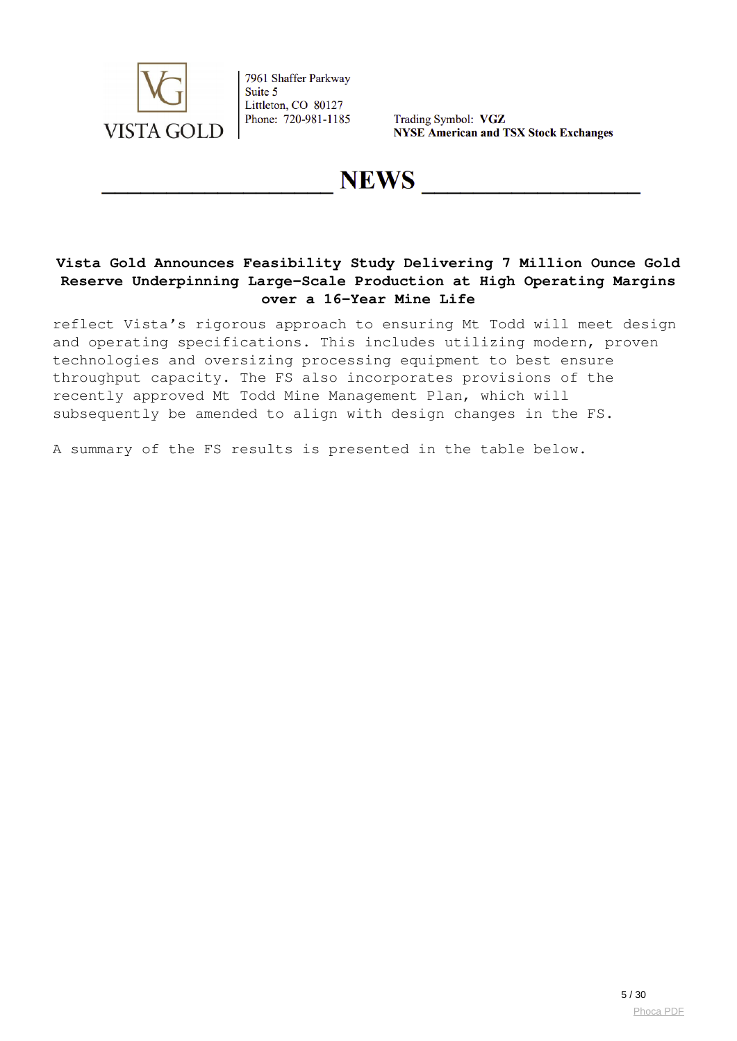reflect Vista's rigorous approach to ensuring Mt Todd will meet design and operating specifications. This includes utilizing modern, proven technologies and oversizing processing equipment to best ensure throughput capacity. The FS also incorporates provisions of the recently approved Mt Todd Mine Management Plan, which will subsequently be amended to align with design changes in the FS.

A summary of the FS results is presented in the table below.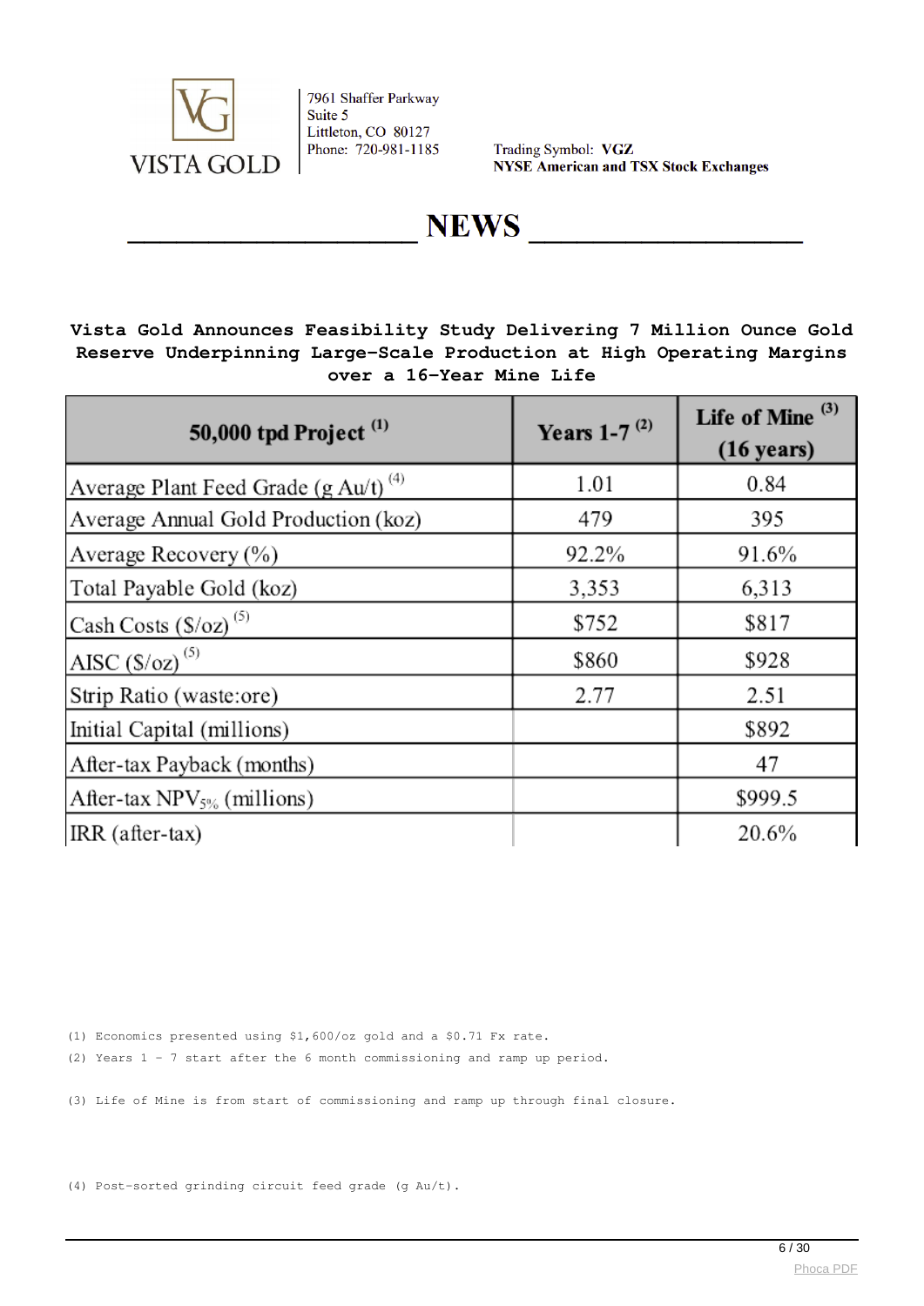VISTA GOLD

7961 Shaffer Parkway
Suite 5
Littleton, CO 80127
Phone: 720-981-1185

Trading Symbol: **VGZ**
**NYSE American and TSX Stock Exchanges**

# NEWS

**Vista Gold Announces Feasibility Study Delivering 7 Million Ounce Gold Reserve Underpinning Large-Scale Production at High Operating Margins over a 16-Year Mine Life**

| 50,000 tpd Project [(1)] | Years 1-7 [(2)] | Life of Mine [(3)] (16 years) |
|---|---|---|
| Average Plant Feed Grade (g Au/t) [(4)] | 1.01 | 0.84 |
| Average Annual Gold Production (koz) | 479 | 395 |
| Average Recovery (%) | 92.2% | 91.6% |
| Total Payable Gold (koz) | 3,353 | 6,313 |
| Cash Costs ($/oz) [(5)] | $752 | $817 |
| AISC ($/oz) [(5)] | $860 | $928 |
| Strip Ratio (waste:ore) | 2.77 | 2.51 |
| Initial Capital (millions) | | $892 |
| After-tax Payback (months) | | 47 |
| After-tax $NPV_{5\%}$ (millions) | | $999.5 |
| IRR (after-tax) | | 20.6% |

(1) Economics presented using $1,600/oz gold and a $0.71 Fx rate.

(2) Years 1 - 7 start after the 6 month commissioning and ramp up period.

(3) Life of Mine is from start of commissioning and ramp up through final closure.

(4) Post-sorted grinding circuit feed grade (g Au/t).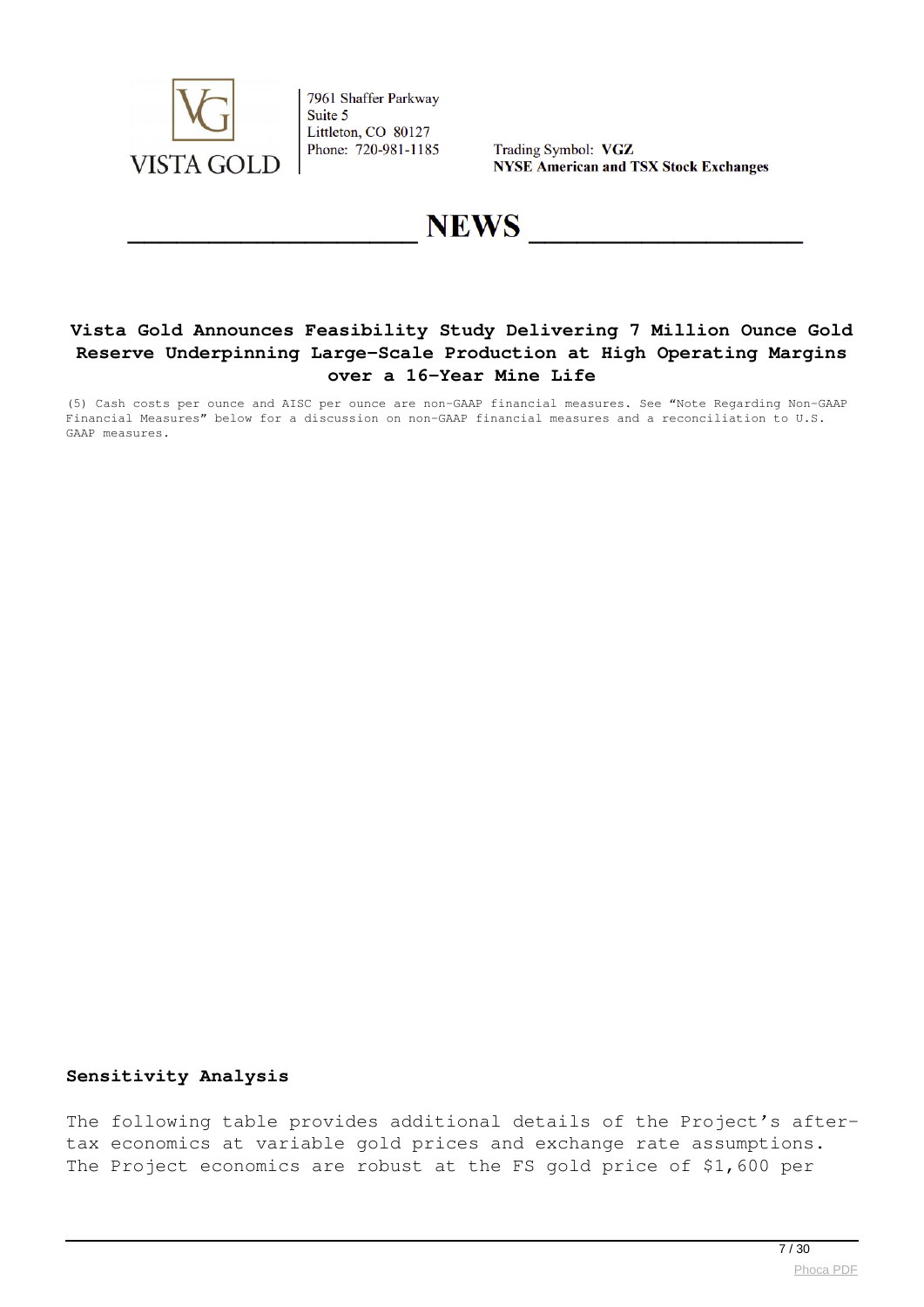(5) Cash costs per ounce and AISC per ounce are non-GAAP financial measures. See “Note Regarding Non-GAAP Financial Measures” below for a discussion on non-GAAP financial measures and a reconciliation to U.S. GAAP measures.

## Sensitivity Analysis

The following table provides additional details of the Project’s after-tax economics at variable gold prices and exchange rate assumptions. The Project economics are robust at the FS gold price of $1,600 per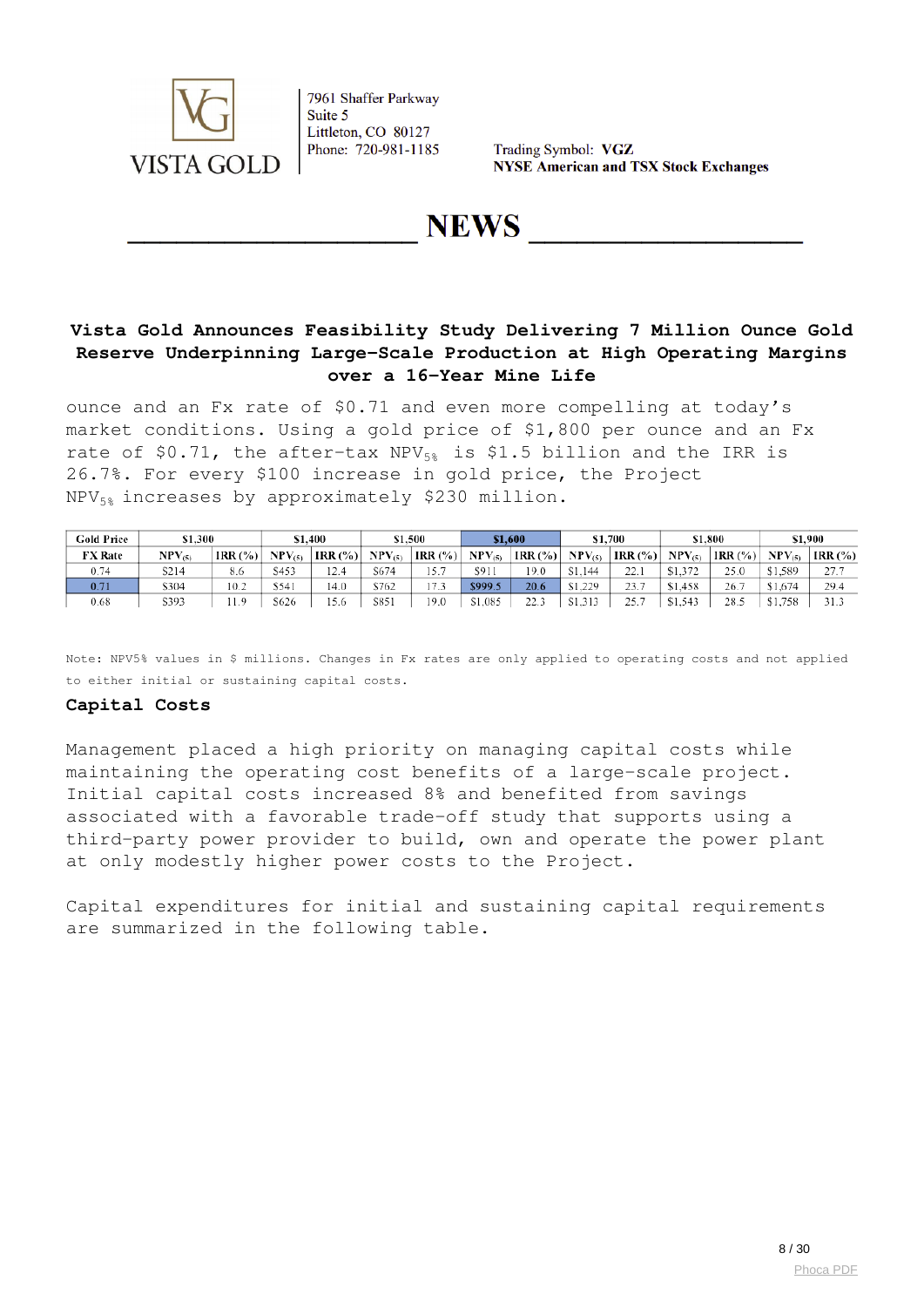**Vista Gold Announces Feasibility Study Delivering 7 Million Ounce Gold Reserve Underpinning Large-Scale Production at High Operating Margins over a 16-Year Mine Life**

ounce and an Fx rate of $0.71 and even more compelling at today's market conditions. Using a gold price of $1,800 per ounce and an Fx rate of $0.71, the after-tax $NPV_{5\%}$ is $1.5 billion and the IRR is 26.7%. For every $100 increase in gold price, the Project $NPV_{5\%}$ increases by approximately $230 million.

| Gold Price | $1,300 | | $1,400 | | $1,500 | | $1,600 | | $1,700 | | $1,800 | | $1,900 | |
|---|---|---|---|---|---|---|---|---|---|---|---|---|---|---|
| FX Rate | $NPV_{(5)}$ | IRR (%) | $NPV_{(5)}$ | IRR (%) | $NPV_{(5)}$ | IRR (%) | $NPV_{(5)}$ | IRR (%) | $NPV_{(5)}$ | IRR (%) | $NPV_{(5)}$ | IRR (%) | $NPV_{(5)}$ | IRR (%) |
| 0.74 | $214 | 8.6 | $453 | 12.4 | $674 | 15.7 | $911 | 19.0 | $1,144 | 22.1 | $1,372 | 25.0 | $1,589 | 27.7 |
| 0.71 | $304 | 10.2 | $541 | 14.0 | $762 | 17.3 | $999.5 | 20.6 | $1,229 | 23.7 | $1,458 | 26.7 | $1,674 | 29.4 |
| 0.68 | $393 | 11.9 | $626 | 15.6 | $851 | 19.0 | $1,085 | 22.3 | $1,313 | 25.7 | $1,543 | 28.5 | $1,758 | 31.3 |

Note: NPV5% values in $ millions. Changes in Fx rates are only applied to operating costs and not applied to either initial or sustaining capital costs.

## Capital Costs

Management placed a high priority on managing capital costs while maintaining the operating cost benefits of a large-scale project. Initial capital costs increased 8% and benefited from savings associated with a favorable trade-off study that supports using a third-party power provider to build, own and operate the power plant at only modestly higher power costs to the Project.

Capital expenditures for initial and sustaining capital requirements are summarized in the following table.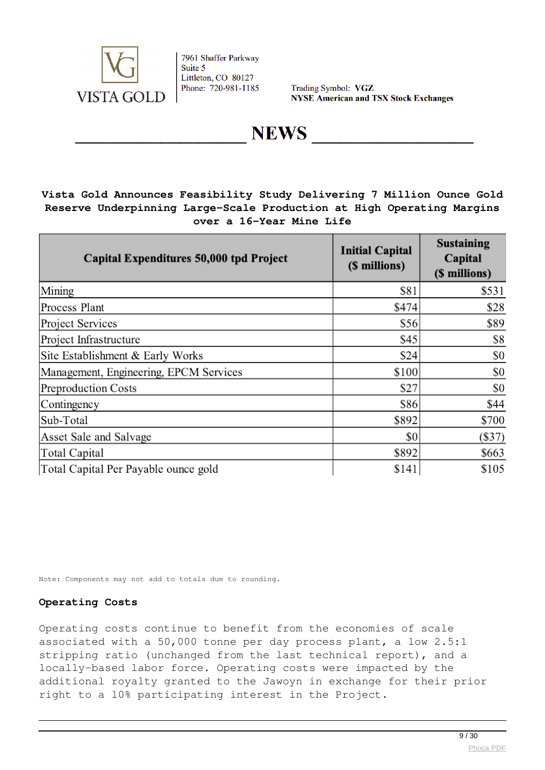**Vista Gold Announces Feasibility Study Delivering 7 Million Ounce Gold Reserve Underpinning Large-Scale Production at High Operating Margins over a 16-Year Mine Life**

| Capital Expenditures 50,000 tpd Project | Initial Capital ($ millions) | Sustaining Capital ($ millions) |
|---|---|---|
| Mining | $81 | $531 |
| Process Plant | $474 | $28 |
| Project Services | $56 | $89 |
| Project Infrastructure | $45 | $8 |
| Site Establishment & Early Works | $24 | $0 |
| Management, Engineering, EPCM Services | $100 | $0 |
| Preproduction Costs | $27 | $0 |
| Contingency | $86 | $44 |
| Sub-Total | $892 | $700 |
| Asset Sale and Salvage | $0 | ($37) |
| Total Capital | $892 | $663 |
| Total Capital Per Payable ounce gold | $141 | $105 |

Note: Components may not add to totals due to rounding.

**Operating Costs**

Operating costs continue to benefit from the economies of scale associated with a 50,000 tonne per day process plant, a low 2.5:1 stripping ratio (unchanged from the last technical report), and a locally-based labor force. Operating costs were impacted by the additional royalty granted to the Jawoyn in exchange for their prior right to a 10% participating interest in the Project.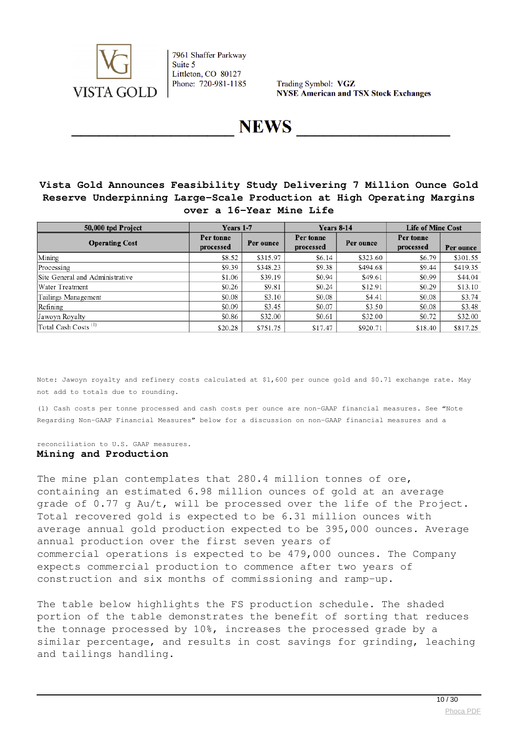VISTA GOLD

7961 Shaffer Parkway
Suite 5
Littleton, CO 80127
Phone: 720-981-1185

Trading Symbol: **VGZ**
**NYSE American and TSX Stock Exchanges**

# NEWS

## Vista Gold Announces Feasibility Study Delivering 7 Million Ounce Gold Reserve Underpinning Large-Scale Production at High Operating Margins over a 16-Year Mine Life

| 50,000 tpd Project | Years 1-7 | | Years 8-14 | | Life of Mine Cost | |
|---|---|---|---|---|---|---|
| Operating Cost | Per tonne processed | Per ounce | Per tonne processed | Per ounce | Per tonne processed | Per ounce |
| Mining | $8.52 | $315.97 | $6.14 | $323.60 | $6.79 | $301.55 |
| Processing | $9.39 | $348.23 | $9.38 | $494.68 | $9.44 | $419.35 |
| Site General and Administrative | $1.06 | $39.19 | $0.94 | $49.61 | $0.99 | $44.04 |
| Water Treatment | $0.26 | $9.81 | $0.24 | $12.91 | $0.29 | $13.10 |
| Tailings Management | $0.08 | $3.10 | $0.08 | $4.41 | $0.08 | $3.74 |
| Refining | $0.09 | $3.45 | $0.07 | $3.50 | $0.08 | $3.48 |
| Jawoyn Royalty | $0.86 | $32.00 | $0.61 | $32.00 | $0.72 | $32.00 |
| Total Cash Costs [1] | $20.28 | $751.75 | $17.47 | $920.71 | $18.40 | $817.25 |

Note: Jawoyn royalty and refinery costs calculated at $1,600 per ounce gold and $0.71 exchange rate. May not add to totals due to rounding.

(1) Cash costs per tonne processed and cash costs per ounce are non-GAAP financial measures. See "Note Regarding Non-GAAP Financial Measures" below for a discussion on non-GAAP financial measures and a reconciliation to U.S. GAAP measures.

### Mining and Production

The mine plan contemplates that 280.4 million tonnes of ore, containing an estimated 6.98 million ounces of gold at an average grade of 0.77 g Au/t, will be processed over the life of the Project. Total recovered gold is expected to be 6.31 million ounces with average annual gold production expected to be 395,000 ounces. Average annual production over the first seven years of commercial operations is expected to be 479,000 ounces. The Company expects commercial production to commence after two years of construction and six months of commissioning and ramp-up.

The table below highlights the FS production schedule. The shaded portion of the table demonstrates the benefit of sorting that reduces the tonnage processed by 10%, increases the processed grade by a similar percentage, and results in cost savings for grinding, leaching and tailings handling.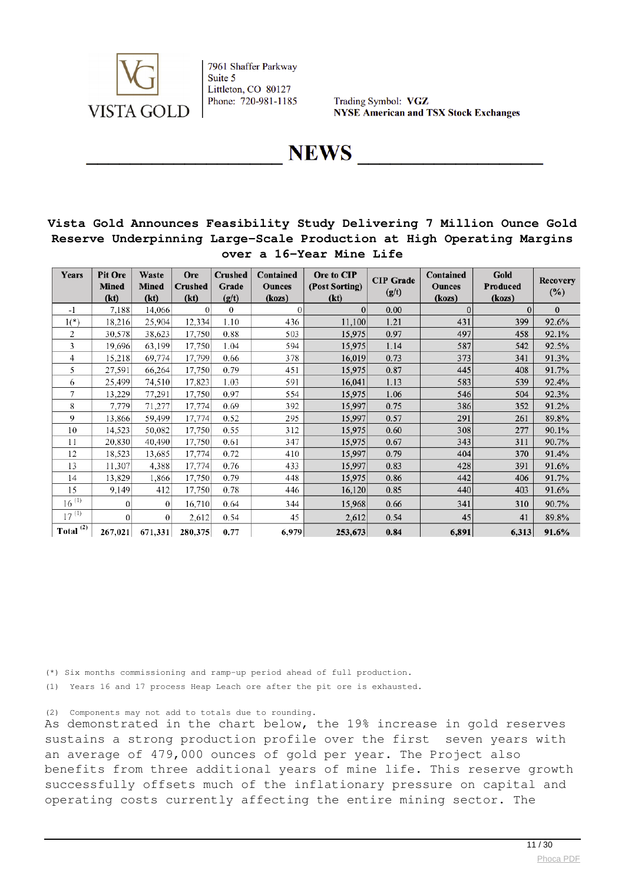# Vista Gold Announces Feasibility Study Delivering 7 Million Ounce Gold Reserve Underpinning Large-Scale Production at High Operating Margins over a 16-Year Mine Life

| Years | Pit Ore Mined (kt) | Waste Mined (kt) | Ore Crushed (kt) | Crushed Grade (g/t) | Contained Ounces (kozs) | Ore to CIP (Post Sorting) (kt) | CIP Grade (g/t) | Contained Ounces (kozs) | Gold Produced (kozs) | Recovery (%) |
|---|---|---|---|---|---|---|---|---|---|---|
| -1 | 7,188 | 14,066 | 0 | 0 | 0 | 0 | 0.00 | 0 | 0 | 0 |
| 1(*) | 18,216 | 25,904 | 12,334 | 1.10 | 436 | 11,100 | 1.21 | 431 | 399 | 92.6% |
| 2 | 30,578 | 38,623 | 17,750 | 0.88 | 503 | 15,975 | 0.97 | 497 | 458 | 92.1% |
| 3 | 19,696 | 63,199 | 17,750 | 1.04 | 594 | 15,975 | 1.14 | 587 | 542 | 92.5% |
| 4 | 15,218 | 69,774 | 17,799 | 0.66 | 378 | 16,019 | 0.73 | 373 | 341 | 91.3% |
| 5 | 27,591 | 66,264 | 17,750 | 0.79 | 451 | 15,975 | 0.87 | 445 | 408 | 91.7% |
| 6 | 25,499 | 74,510 | 17,823 | 1.03 | 591 | 16,041 | 1.13 | 583 | 539 | 92.4% |
| 7 | 13,229 | 77,291 | 17,750 | 0.97 | 554 | 15,975 | 1.06 | 546 | 504 | 92.3% |
| 8 | 7,779 | 71,277 | 17,774 | 0.69 | 392 | 15,997 | 0.75 | 386 | 352 | 91.2% |
| 9 | 13,866 | 59,499 | 17,774 | 0.52 | 295 | 15,997 | 0.57 | 291 | 261 | 89.8% |
| 10 | 14,523 | 50,082 | 17,750 | 0.55 | 312 | 15,975 | 0.60 | 308 | 277 | 90.1% |
| 11 | 20,830 | 40,490 | 17,750 | 0.61 | 347 | 15,975 | 0.67 | 343 | 311 | 90.7% |
| 12 | 18,523 | 13,685 | 17,774 | 0.72 | 410 | 15,997 | 0.79 | 404 | 370 | 91.4% |
| 13 | 11,307 | 4,388 | 17,774 | 0.76 | 433 | 15,997 | 0.83 | 428 | 391 | 91.6% |
| 14 | 13,829 | 1,866 | 17,750 | 0.79 | 448 | 15,975 | 0.86 | 442 | 406 | 91.7% |
| 15 | 9,149 | 412 | 17,750 | 0.78 | 446 | 16,120 | 0.85 | 440 | 403 | 91.6% |
| 16 (1) | 0 | 0 | 16,710 | 0.64 | 344 | 15,968 | 0.66 | 341 | 310 | 90.7% |
| 17 (1) | 0 | 0 | 2,612 | 0.54 | 45 | 2,612 | 0.54 | 45 | 41 | 89.8% |
| **Total (2)** | **267,021** | **671,331** | **280,375** | **0.77** | **6,979** | **253,673** | **0.84** | **6,891** | **6,313** | **91.6%** |

(*) Six months commissioning and ramp-up period ahead of full production.

(1) Years 16 and 17 process Heap Leach ore after the pit ore is exhausted.

(2) Components may not add to totals due to rounding.

As demonstrated in the chart below, the 19% increase in gold reserves sustains a strong production profile over the first seven years with an average of 479,000 ounces of gold per year. The Project also benefits from three additional years of mine life. This reserve growth successfully offsets much of the inflationary pressure on capital and operating costs currently affecting the entire mining sector. The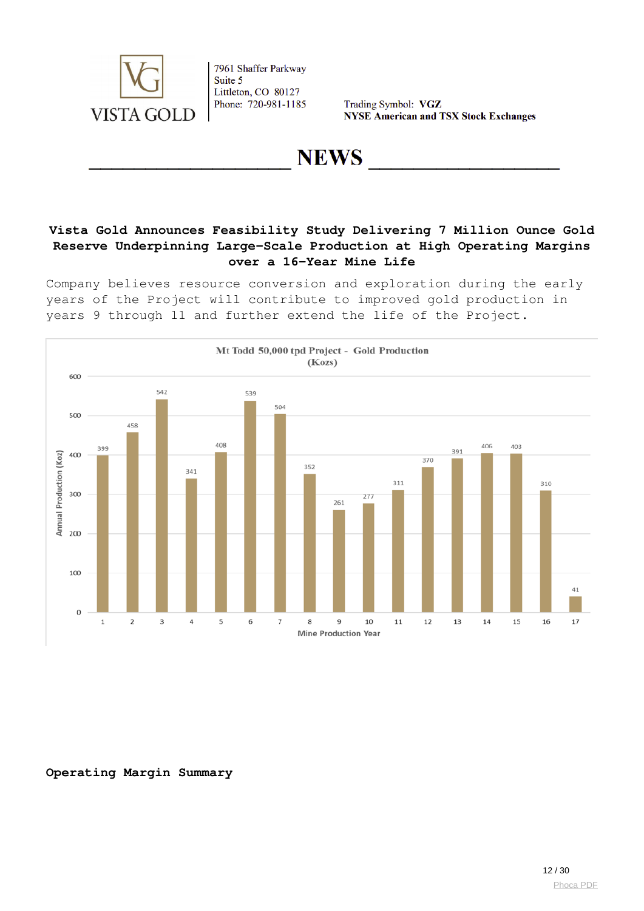## Vista Gold Announces Feasibility Study Delivering 7 Million Ounce Gold Reserve Underpinning Large-Scale Production at High Operating Margins over a 16-Year Mine Life

Company believes resource conversion and exploration during the early years of the Project will contribute to improved gold production in years 9 through 11 and further extend the life of the Project.

**Mt Todd 50,000 tpd Project - Gold Production (Kozs)**

| Mine Production Year | Annual Production (Koz) |
|---|---|
| 1 | 399 |
| 2 | 458 |
| 3 | 542 |
| 4 | 341 |
| 5 | 408 |
| 6 | 539 |
| 7 | 504 |
| 8 | 352 |
| 9 | 261 |
| 10 | 277 |
| 11 | 311 |
| 12 | 370 |
| 13 | 391 |
| 14 | 406 |
| 15 | 403 |
| 16 | 310 |
| 17 | 41 |

**Operating Margin Summary**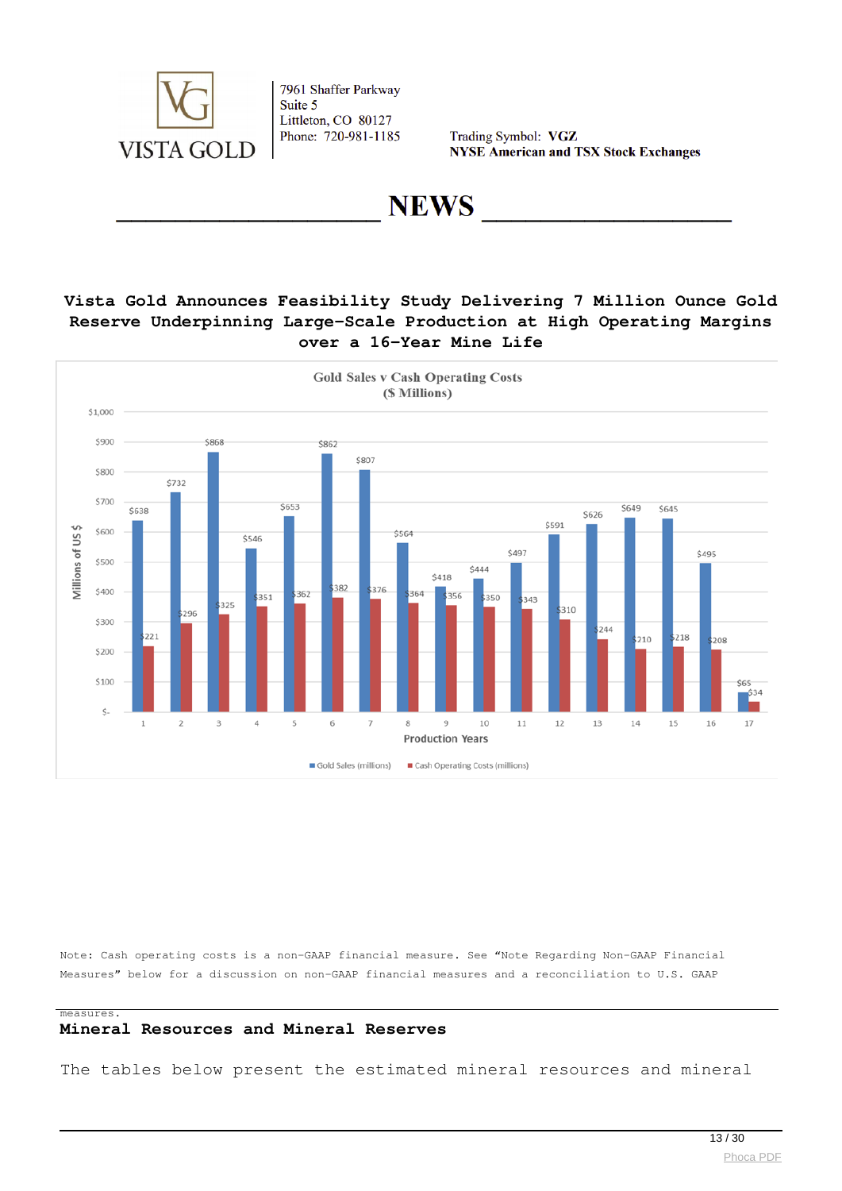**Gold Sales v Cash Operating Costs**
**($ Millions)**

| Production Years | Gold Sales (millions) | Cash Operating Costs (millions) |
|---|---|---|
| 1 | $638 | $221 |
| 2 | $732 | $296 |
| 3 | $868 | $325 |
| 4 | $546 | $351 |
| 5 | $653 | $362 |
| 6 | $862 | $382 |
| 7 | $807 | $376 |
| 8 | $564 | $364 |
| 9 | $418 | $356 |
| 10 | $444 | $350 |
| 11 | $497 | $343 |
| 12 | $591 | $310 |
| 13 | $626 | $244 |
| 14 | $649 | $210 |
| 15 | $645 | $218 |
| 16 | $495 | $208 |
| 17 | $65 | $34 |

Note: Cash operating costs is a non-GAAP financial measure. See "Note Regarding Non-GAAP Financial Measures" below for a discussion on non-GAAP financial measures and a reconciliation to U.S. GAAP measures.

## Mineral Resources and Mineral Reserves

The tables below present the estimated mineral resources and mineral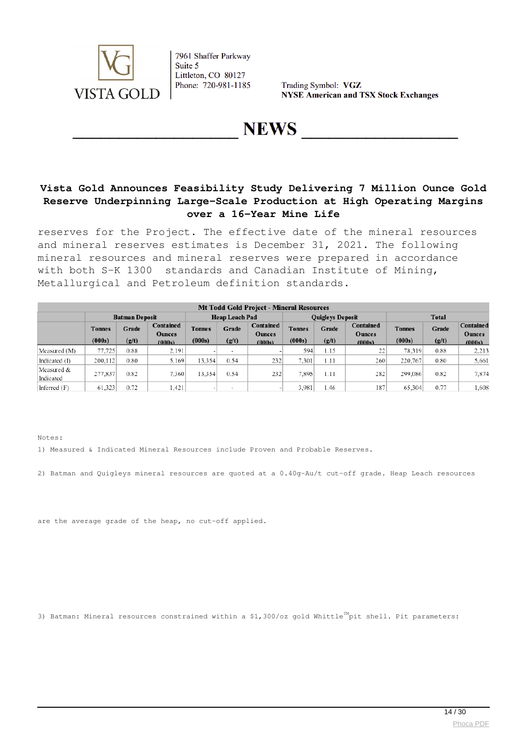**Vista Gold Announces Feasibility Study Delivering 7 Million Ounce Gold Reserve Underpinning Large-Scale Production at High Operating Margins over a 16-Year Mine Life**

reserves for the Project. The effective date of the mineral resources and mineral reserves estimates is December 31, 2021. The following mineral resources and mineral reserves were prepared in accordance with both S-K 1300 standards and Canadian Institute of Mining, Metallurgical and Petroleum definition standards.

| Mt Todd Gold Project - Mineral Resources | | | | | | | | | | | | |
|---|---|---|---|---|---|---|---|---|---|---|---|---|
| | Batman Deposit | | | Heap Leach Pad | | | Quigleys Deposit | | | Total | | |
| | Tonnes (000s) | Grade (g/t) | Contained Ounces (000s) | Tonnes (000s) | Grade (g/t) | Contained Ounces (000s) | Tonnes (000s) | Grade (g/t) | Contained Ounces (000s) | Tonnes (000s) | Grade (g/t) | Contained Ounces (000s) |
| Measured (M) | 77,725 | 0.88 | 2,191 | - | - | - | 594 | 1.15 | 22 | 78,319 | 0.88 | 2,213 |
| Indicated (I) | 200,112 | 0.80 | 5,169 | 13,354 | 0.54 | 232 | 7,301 | 1.11 | 260 | 220,767 | 0.80 | 5,661 |
| Measured & Indicated | 277,837 | 0.82 | 7,360 | 13,354 | 0.54 | 232 | 7,895 | 1.11 | 282 | 299,086 | 0.82 | 7,874 |
| Inferred (F) | 61,323 | 0.72 | 1,421 | - | - | - | 3,981 | 1.46 | 187 | 65,304 | 0.77 | 1,608 |

Notes:

1) Measured & Indicated Mineral Resources include Proven and Probable Reserves.

2) Batman and Quigleys mineral resources are quoted at a 0.40g-Au/t cut-off grade. Heap Leach resources

are the average grade of the heap, no cut-off applied.

3) Batman: Mineral resources constrained within a $1,300/oz gold Whittle™ pit shell. Pit parameters: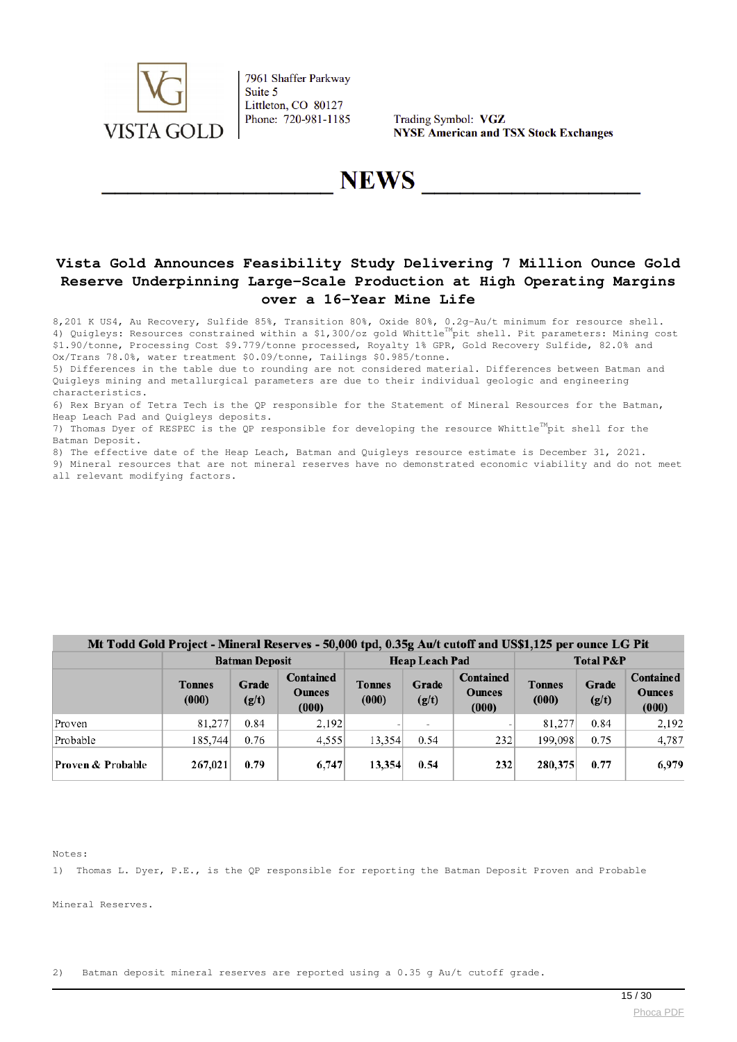# Vista Gold Announces Feasibility Study Delivering 7 Million Ounce Gold Reserve Underpinning Large-Scale Production at High Operating Margins over a 16-Year Mine Life

8,201 K US4, Au Recovery, Sulfide 85%, Transition 80%, Oxide 80%, 0.2g-Au/t minimum for resource shell.
4) Quigleys: Resources constrained within a $1,300/oz gold Whittle™ pit shell. Pit parameters: Mining cost $1.90/tonne, Processing Cost $9.779/tonne processed, Royalty 1% GPR, Gold Recovery Sulfide, 82.0% and Ox/Trans 78.0%, water treatment $0.09/tonne, Tailings $0.985/tonne.
5) Differences in the table due to rounding are not considered material. Differences between Batman and Quigleys mining and metallurgical parameters are due to their individual geologic and engineering characteristics.
6) Rex Bryan of Tetra Tech is the QP responsible for the Statement of Mineral Resources for the Batman, Heap Leach Pad and Quigleys deposits.
7) Thomas Dyer of RESPEC is the QP responsible for developing the resource Whittle™ pit shell for the Batman Deposit.
8) The effective date of the Heap Leach, Batman and Quigleys resource estimate is December 31, 2021.
9) Mineral resources that are not mineral reserves have no demonstrated economic viability and do not meet all relevant modifying factors.

| Mt Todd Gold Project - Mineral Reserves - 50,000 tpd, 0.35g Au/t cutoff and US$1,125 per ounce LG Pit | | | | | | | | | |
|---|---|---|---|---|---|---|---|---|---|
| | Batman Deposit | | | Heap Leach Pad | | | Total P&P | | |
| | Tonnes (000) | Grade (g/t) | Contained Ounces (000) | Tonnes (000) | Grade (g/t) | Contained Ounces (000) | Tonnes (000) | Grade (g/t) | Contained Ounces (000) |
| Proven | 81,277 | 0.84 | 2,192 | - | - | - | 81,277 | 0.84 | 2,192 |
| Probable | 185,744 | 0.76 | 4,555 | 13,354 | 0.54 | 232 | 199,098 | 0.75 | 4,787 |
| **Proven & Probable** | **267,021** | **0.79** | **6,747** | **13,354** | **0.54** | **232** | **280,375** | **0.77** | **6,979** |

Notes:

1) Thomas L. Dyer, P.E., is the QP responsible for reporting the Batman Deposit Proven and Probable Mineral Reserves.

2) Batman deposit mineral reserves are reported using a 0.35 g Au/t cutoff grade.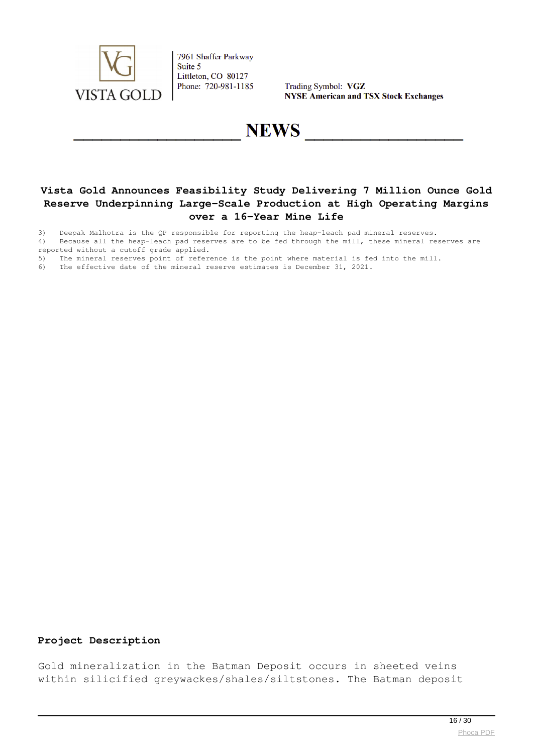3) Deepak Malhotra is the QP responsible for reporting the heap-leach pad mineral reserves.
4) Because all the heap-leach pad reserves are to be fed through the mill, these mineral reserves are reported without a cutoff grade applied.
5) The mineral reserves point of reference is the point where material is fed into the mill.
6) The effective date of the mineral reserve estimates is December 31, 2021.

**Project Description**

Gold mineralization in the Batman Deposit occurs in sheeted veins within silicified greywackes/shales/siltstones. The Batman deposit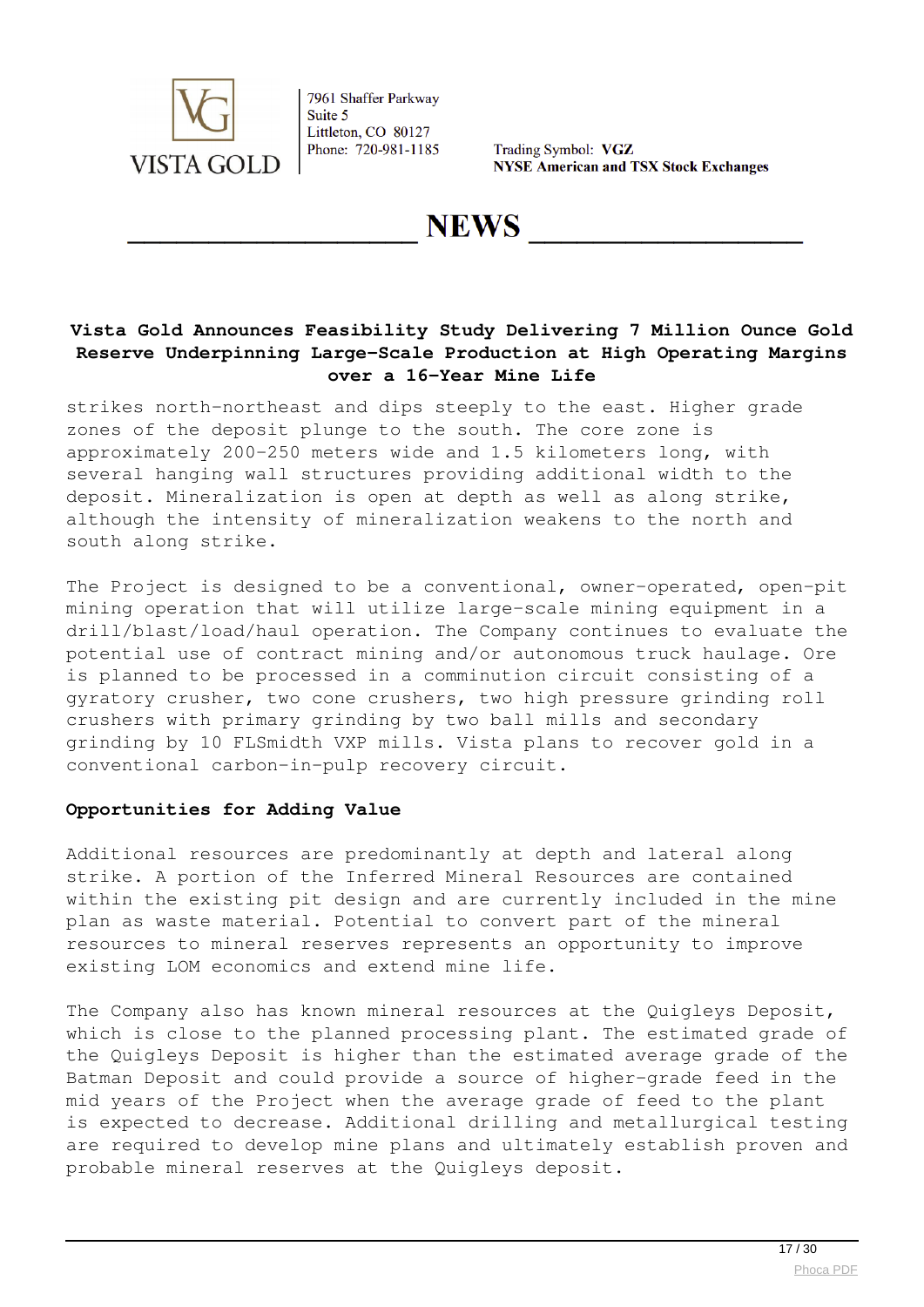strikes north-northeast and dips steeply to the east. Higher grade zones of the deposit plunge to the south. The core zone is approximately 200-250 meters wide and 1.5 kilometers long, with several hanging wall structures providing additional width to the deposit. Mineralization is open at depth as well as along strike, although the intensity of mineralization weakens to the north and south along strike.

The Project is designed to be a conventional, owner-operated, open-pit mining operation that will utilize large-scale mining equipment in a drill/blast/load/haul operation. The Company continues to evaluate the potential use of contract mining and/or autonomous truck haulage. Ore is planned to be processed in a comminution circuit consisting of a gyratory crusher, two cone crushers, two high pressure grinding roll crushers with primary grinding by two ball mills and secondary grinding by 10 FLSmidth VXP mills. Vista plans to recover gold in a conventional carbon-in-pulp recovery circuit.

**Opportunities for Adding Value**

Additional resources are predominantly at depth and lateral along strike. A portion of the Inferred Mineral Resources are contained within the existing pit design and are currently included in the mine plan as waste material. Potential to convert part of the mineral resources to mineral reserves represents an opportunity to improve existing LOM economics and extend mine life.

The Company also has known mineral resources at the Quigleys Deposit, which is close to the planned processing plant. The estimated grade of the Quigleys Deposit is higher than the estimated average grade of the Batman Deposit and could provide a source of higher-grade feed in the mid years of the Project when the average grade of feed to the plant is expected to decrease. Additional drilling and metallurgical testing are required to develop mine plans and ultimately establish proven and probable mineral reserves at the Quigleys deposit.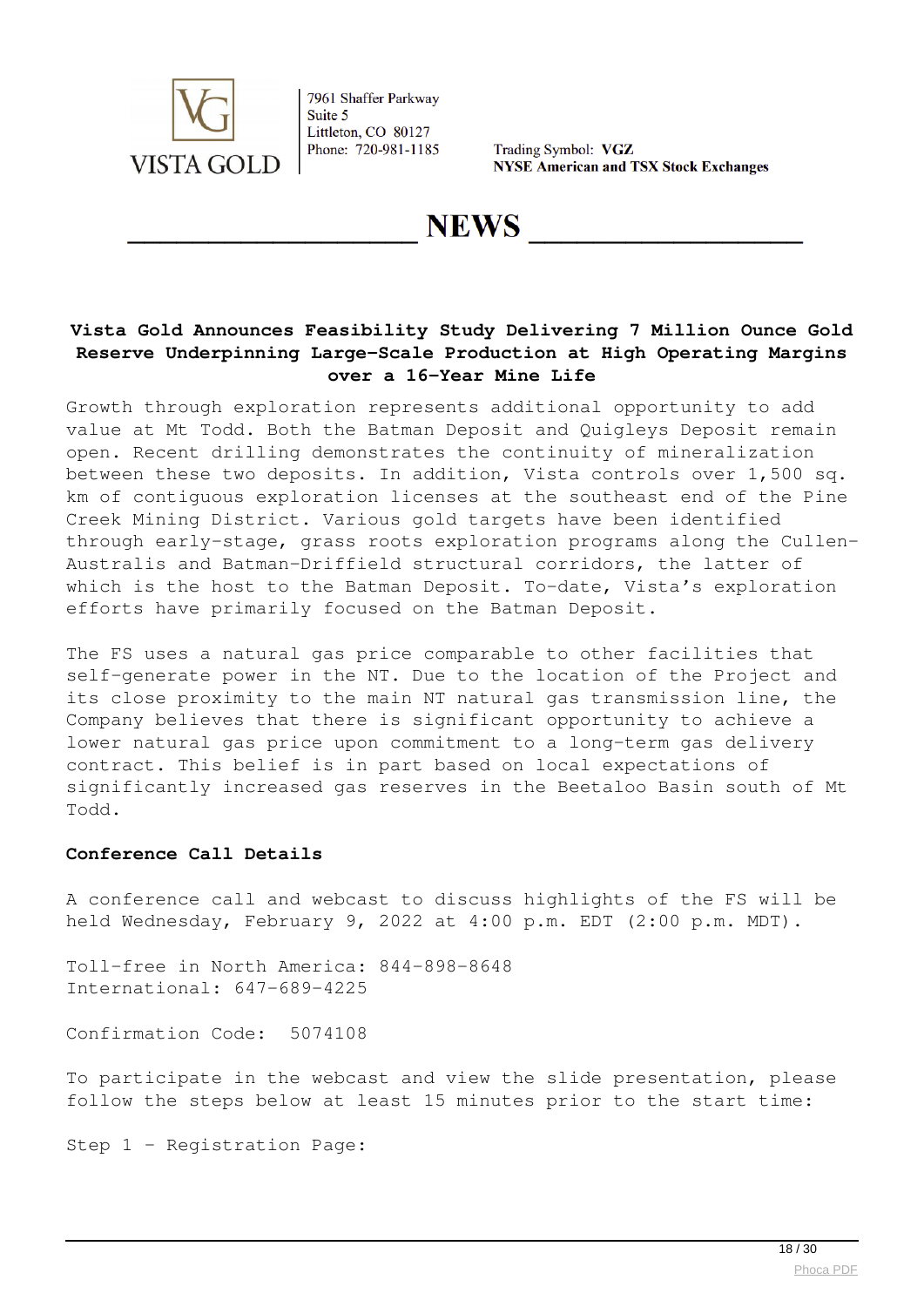**Vista Gold Announces Feasibility Study Delivering 7 Million Ounce Gold Reserve Underpinning Large-Scale Production at High Operating Margins over a 16-Year Mine Life**

Growth through exploration represents additional opportunity to add value at Mt Todd. Both the Batman Deposit and Quigleys Deposit remain open. Recent drilling demonstrates the continuity of mineralization between these two deposits. In addition, Vista controls over 1,500 sq. km of contiguous exploration licenses at the southeast end of the Pine Creek Mining District. Various gold targets have been identified through early-stage, grass roots exploration programs along the Cullen-Australis and Batman-Driffield structural corridors, the latter of which is the host to the Batman Deposit. To-date, Vista's exploration efforts have primarily focused on the Batman Deposit.

The FS uses a natural gas price comparable to other facilities that self-generate power in the NT. Due to the location of the Project and its close proximity to the main NT natural gas transmission line, the Company believes that there is significant opportunity to achieve a lower natural gas price upon commitment to a long-term gas delivery contract. This belief is in part based on local expectations of significantly increased gas reserves in the Beetaloo Basin south of Mt Todd.

**Conference Call Details**

A conference call and webcast to discuss highlights of the FS will be held Wednesday, February 9, 2022 at 4:00 p.m. EDT (2:00 p.m. MDT).

Toll-free in North America: 844-898-8648
International: 647-689-4225

Confirmation Code: 5074108

To participate in the webcast and view the slide presentation, please follow the steps below at least 15 minutes prior to the start time:

Step 1 – Registration Page: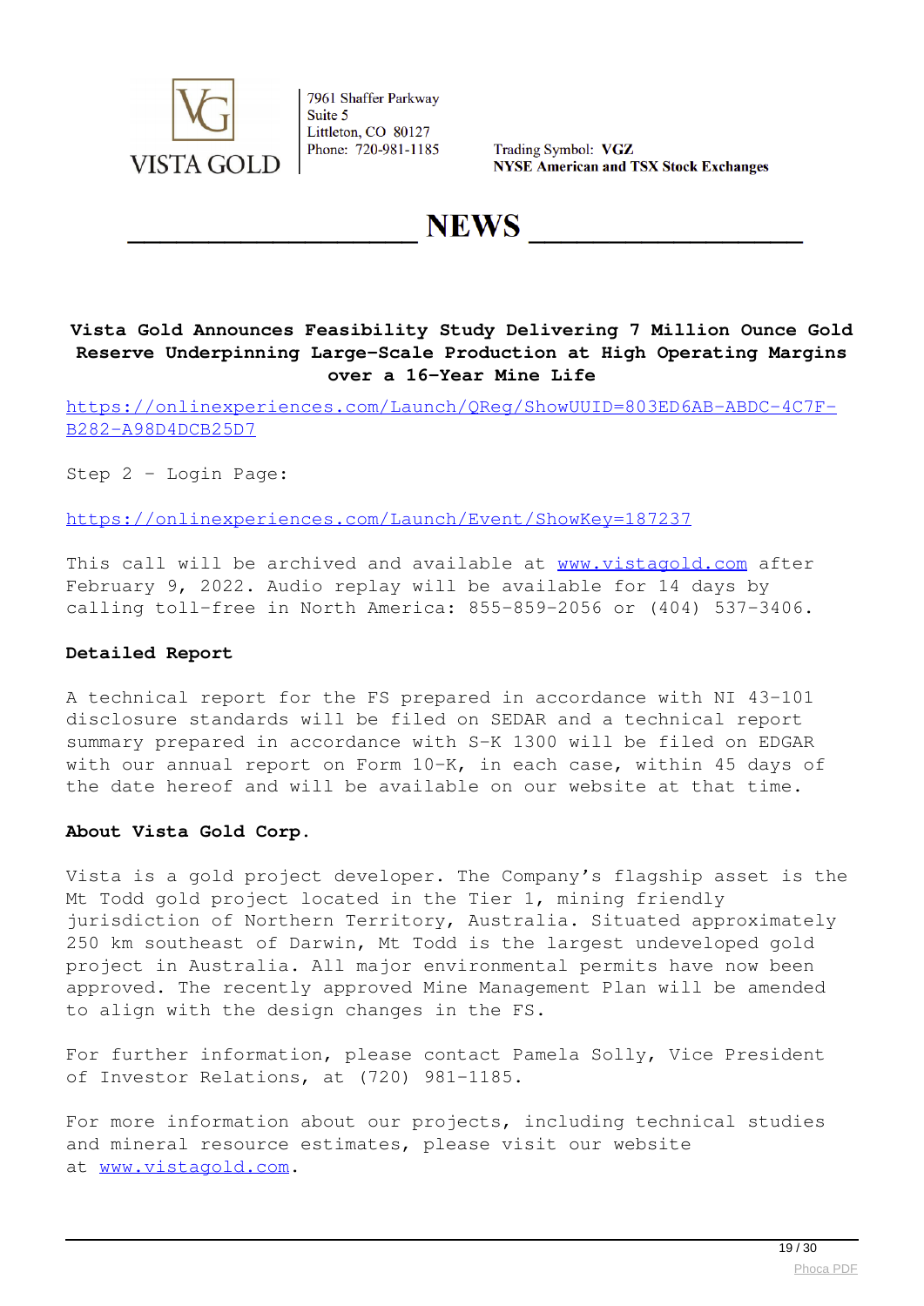Vista Gold Corp. 7961 Shaffer Parkway, Suite 5, Littleton, CO 80127 | Phone: 720-981-1185

Trading Symbol: **VGZ**
**NYSE American and TSX Stock Exchanges**

# NEWS

**Vista Gold Announces Feasibility Study Delivering 7 Million Ounce Gold Reserve Underpinning Large-Scale Production at High Operating Margins over a 16-Year Mine Life**

https://onlinexperiences.com/Launch/QReg/ShowUUID=803ED6AB-ABDC-4C7F-B282-A98D4DCB25D7

Step 2 - Login Page:

https://onlinexperiences.com/Launch/Event/ShowKey=187237

This call will be archived and available at www.vistagold.com after February 9, 2022. Audio replay will be available for 14 days by calling toll-free in North America: 855-859-2056 or (404) 537-3406.

**Detailed Report**

A technical report for the FS prepared in accordance with NI 43-101 disclosure standards will be filed on SEDAR and a technical report summary prepared in accordance with S-K 1300 will be filed on EDGAR with our annual report on Form 10-K, in each case, within 45 days of the date hereof and will be available on our website at that time.

**About Vista Gold Corp.**

Vista is a gold project developer. The Company's flagship asset is the Mt Todd gold project located in the Tier 1, mining friendly jurisdiction of Northern Territory, Australia. Situated approximately 250 km southeast of Darwin, Mt Todd is the largest undeveloped gold project in Australia. All major environmental permits have now been approved. The recently approved Mine Management Plan will be amended to align with the design changes in the FS.

For further information, please contact Pamela Solly, Vice President of Investor Relations, at (720) 981-1185.

For more information about our projects, including technical studies and mineral resource estimates, please visit our website at www.vistagold.com.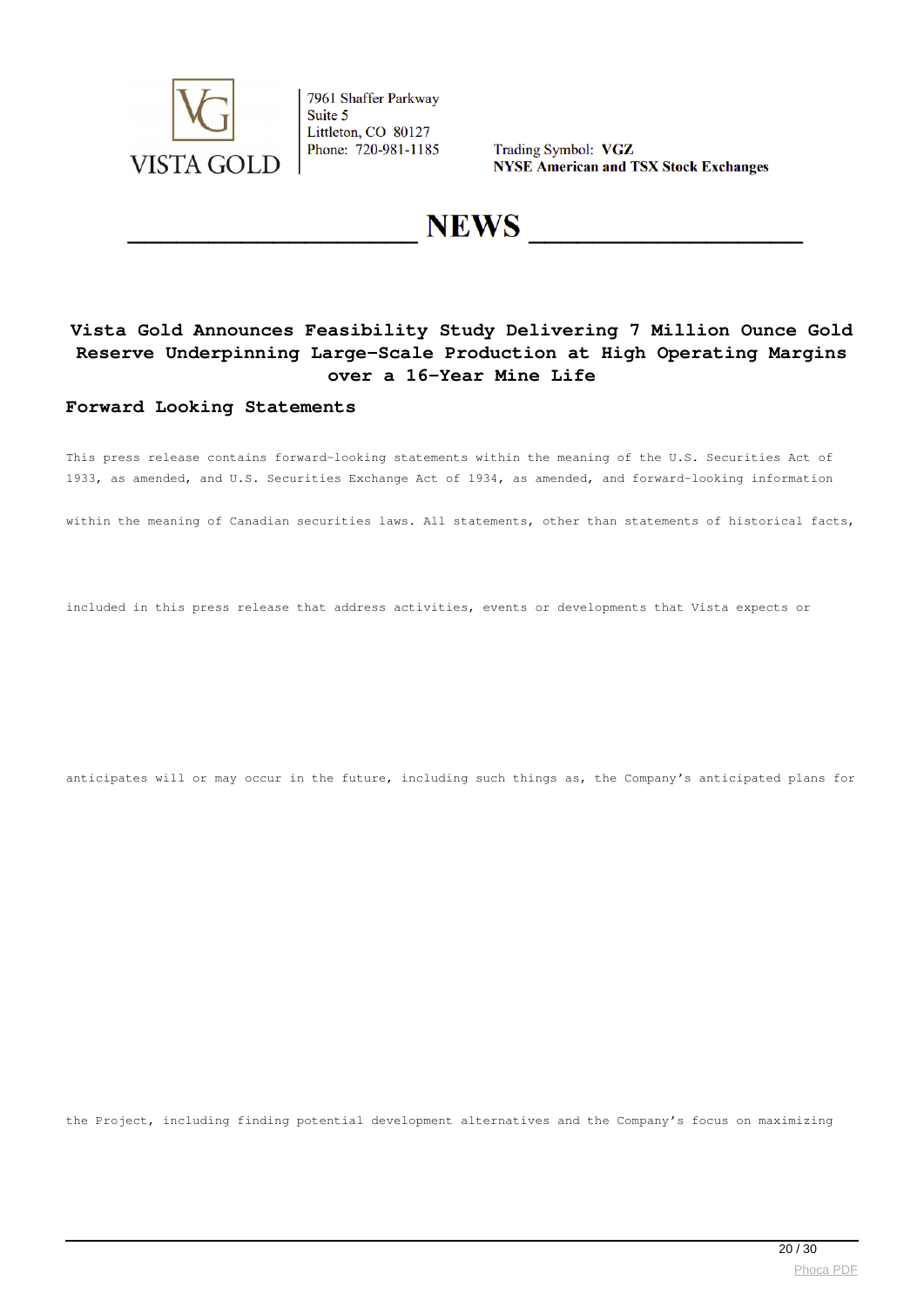## Vista Gold Announces Feasibility Study Delivering 7 Million Ounce Gold Reserve Underpinning Large-Scale Production at High Operating Margins over a 16-Year Mine Life

### Forward Looking Statements

This press release contains forward-looking statements within the meaning of the U.S. Securities Act of 1933, as amended, and U.S. Securities Exchange Act of 1934, as amended, and forward-looking information within the meaning of Canadian securities laws. All statements, other than statements of historical facts, included in this press release that address activities, events or developments that Vista expects or anticipates will or may occur in the future, including such things as, the Company's anticipated plans for the Project, including finding potential development alternatives and the Company's focus on maximizing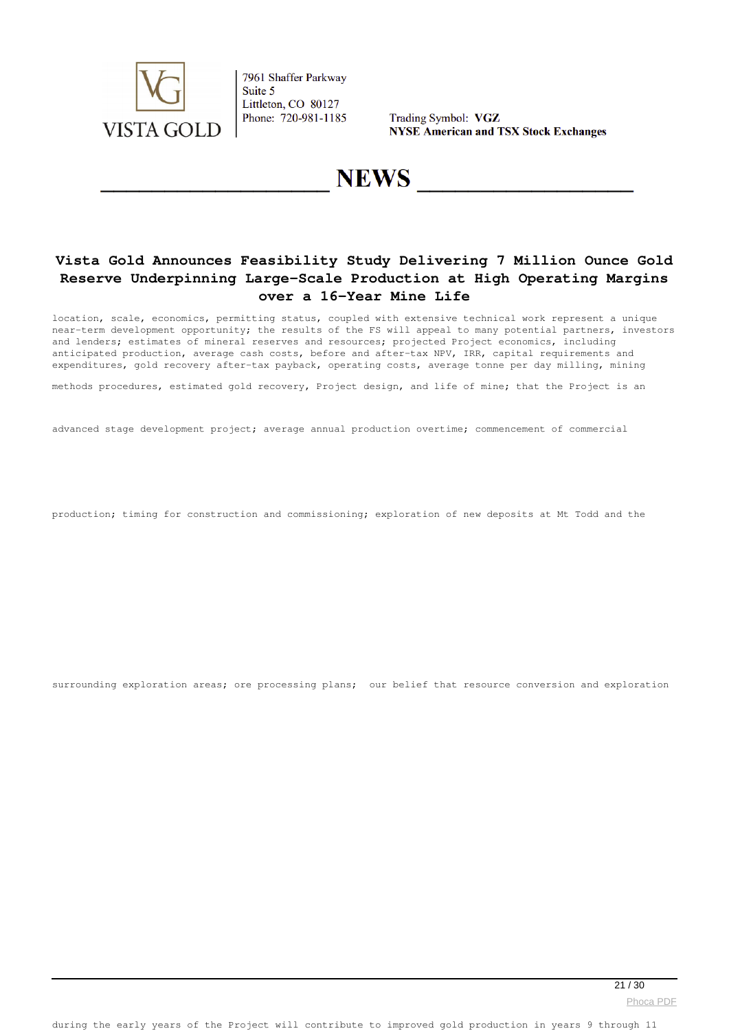# Vista Gold Announces Feasibility Study Delivering 7 Million Ounce Gold Reserve Underpinning Large-Scale Production at High Operating Margins over a 16-Year Mine Life

location, scale, economics, permitting status, coupled with extensive technical work represent a unique near-term development opportunity; the results of the FS will appeal to many potential partners, investors and lenders; estimates of mineral reserves and resources; projected Project economics, including anticipated production, average cash costs, before and after-tax NPV, IRR, capital requirements and expenditures, gold recovery after-tax payback, operating costs, average tonne per day milling, mining

methods procedures, estimated gold recovery, Project design, and life of mine; that the Project is an

advanced stage development project; average annual production overtime; commencement of commercial

production; timing for construction and commissioning; exploration of new deposits at Mt Todd and the

surrounding exploration areas; ore processing plans; our belief that resource conversion and exploration

during the early years of the Project will contribute to improved gold production in years 9 through 11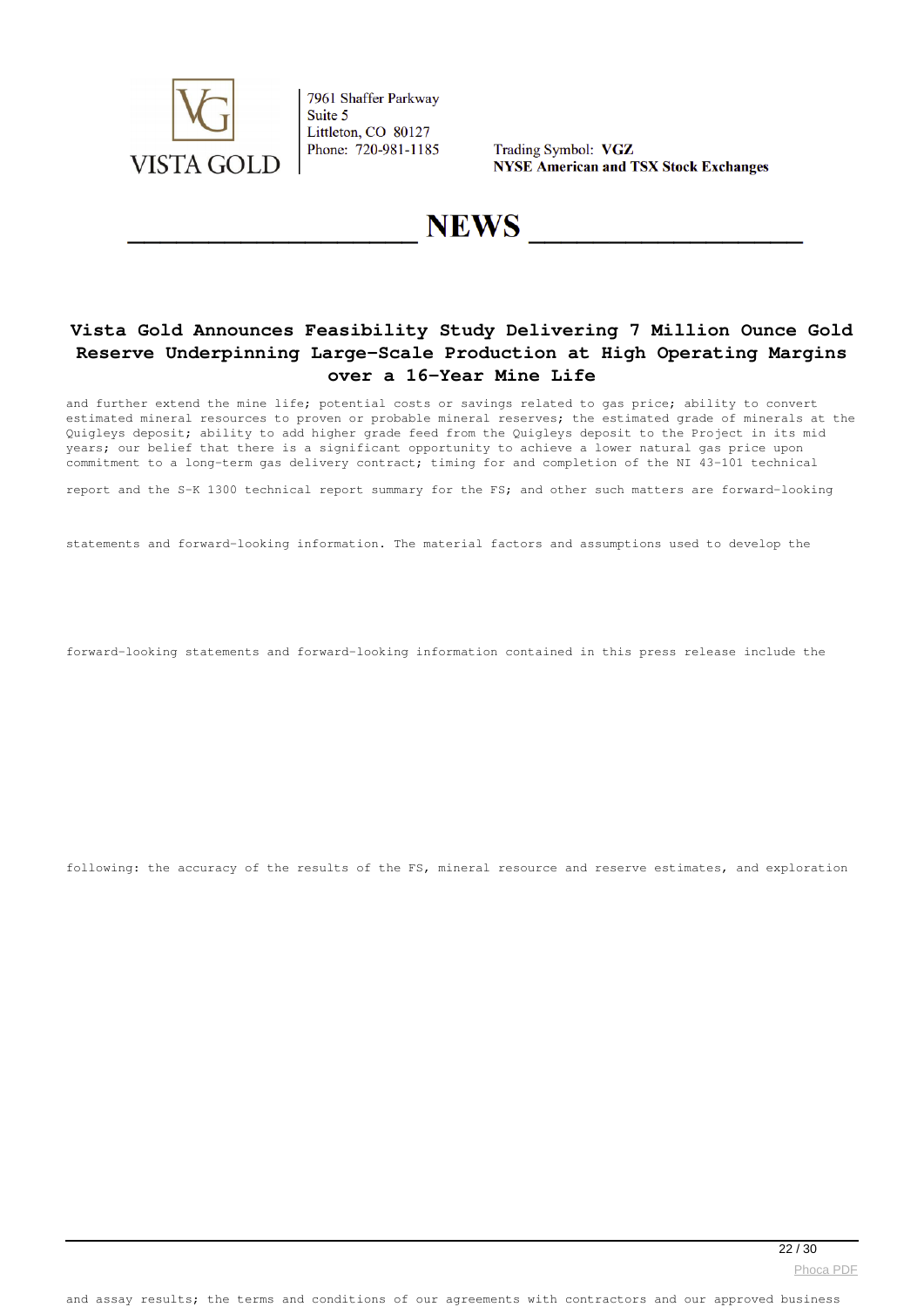and further extend the mine life; potential costs or savings related to gas price; ability to convert estimated mineral resources to proven or probable mineral reserves; the estimated grade of minerals at the Quigleys deposit; ability to add higher grade feed from the Quigleys deposit to the Project in its mid years; our belief that there is a significant opportunity to achieve a lower natural gas price upon commitment to a long-term gas delivery contract; timing for and completion of the NI 43-101 technical report and the S-K 1300 technical report summary for the FS; and other such matters are forward-looking statements and forward-looking information. The material factors and assumptions used to develop the forward-looking statements and forward-looking information contained in this press release include the following: the accuracy of the results of the FS, mineral resource and reserve estimates, and exploration and assay results; the terms and conditions of our agreements with contractors and our approved business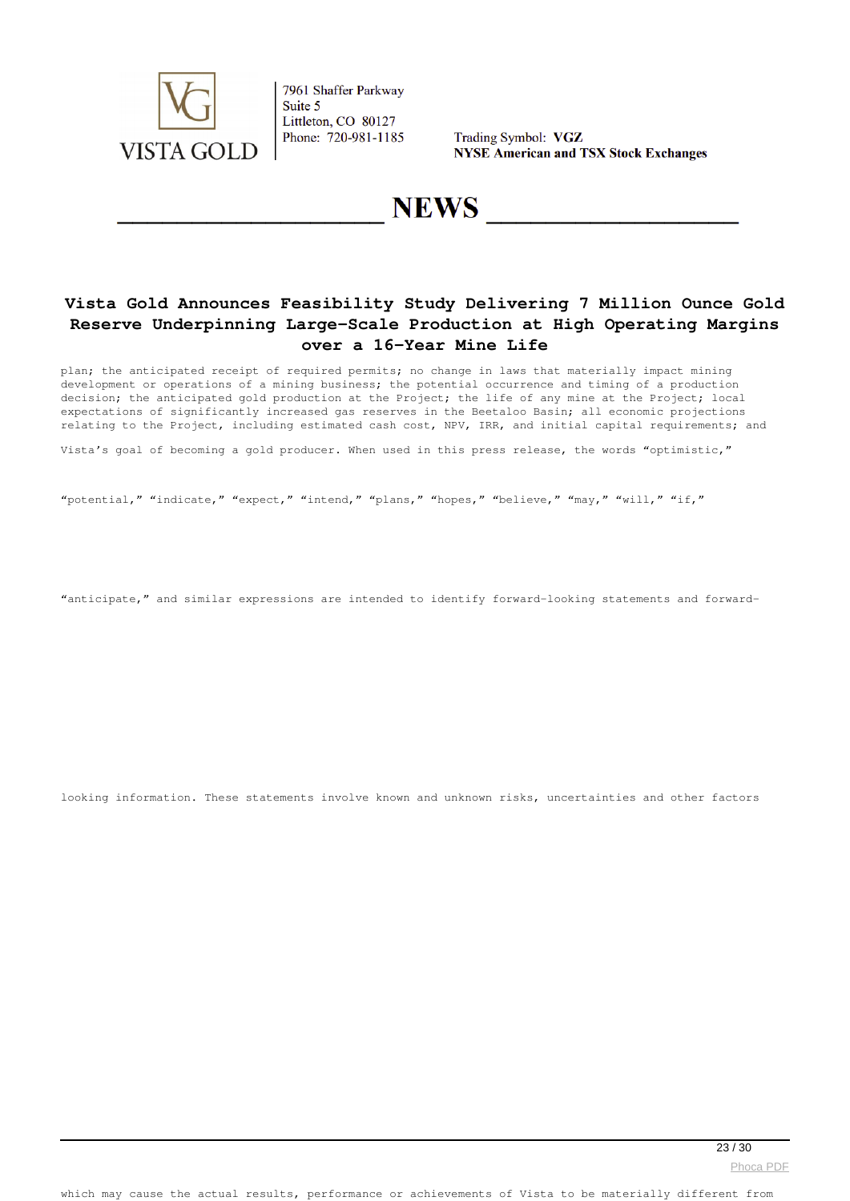# Vista Gold Announces Feasibility Study Delivering 7 Million Ounce Gold Reserve Underpinning Large-Scale Production at High Operating Margins over a 16-Year Mine Life

plan; the anticipated receipt of required permits; no change in laws that materially impact mining development or operations of a mining business; the potential occurrence and timing of a production decision; the anticipated gold production at the Project; the life of any mine at the Project; local expectations of significantly increased gas reserves in the Beetaloo Basin; all economic projections relating to the Project, including estimated cash cost, NPV, IRR, and initial capital requirements; and Vista's goal of becoming a gold producer. When used in this press release, the words "optimistic," "potential," "indicate," "expect," "intend," "plans," "hopes," "believe," "may," "will," "if," "anticipate," and similar expressions are intended to identify forward-looking statements and forward-looking information. These statements involve known and unknown risks, uncertainties and other factors which may cause the actual results, performance or achievements of Vista to be materially different from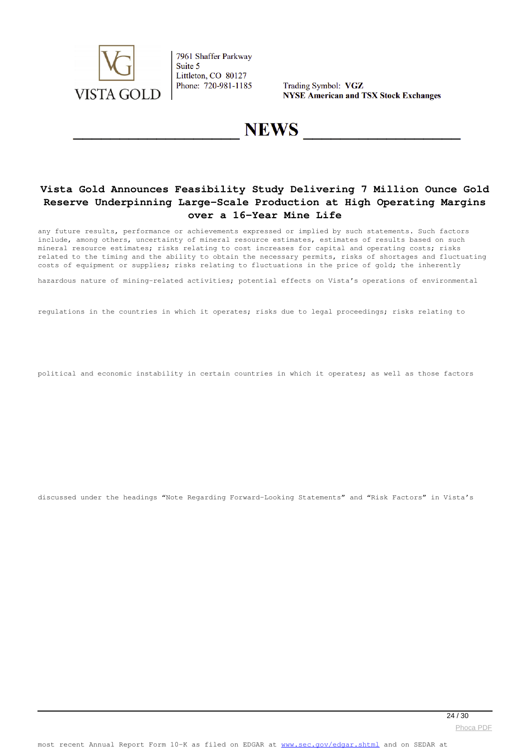# Vista Gold Announces Feasibility Study Delivering 7 Million Ounce Gold Reserve Underpinning Large-Scale Production at High Operating Margins over a 16-Year Mine Life

any future results, performance or achievements expressed or implied by such statements. Such factors include, among others, uncertainty of mineral resource estimates, estimates of results based on such mineral resource estimates; risks relating to cost increases for capital and operating costs; risks related to the timing and the ability to obtain the necessary permits, risks of shortages and fluctuating costs of equipment or supplies; risks relating to fluctuations in the price of gold; the inherently hazardous nature of mining-related activities; potential effects on Vista's operations of environmental regulations in the countries in which it operates; risks due to legal proceedings; risks relating to political and economic instability in certain countries in which it operates; as well as those factors discussed under the headings "Note Regarding Forward-Looking Statements" and "Risk Factors" in Vista's most recent Annual Report Form 10-K as filed on EDGAR at www.sec.gov/edgar.shtml and on SEDAR at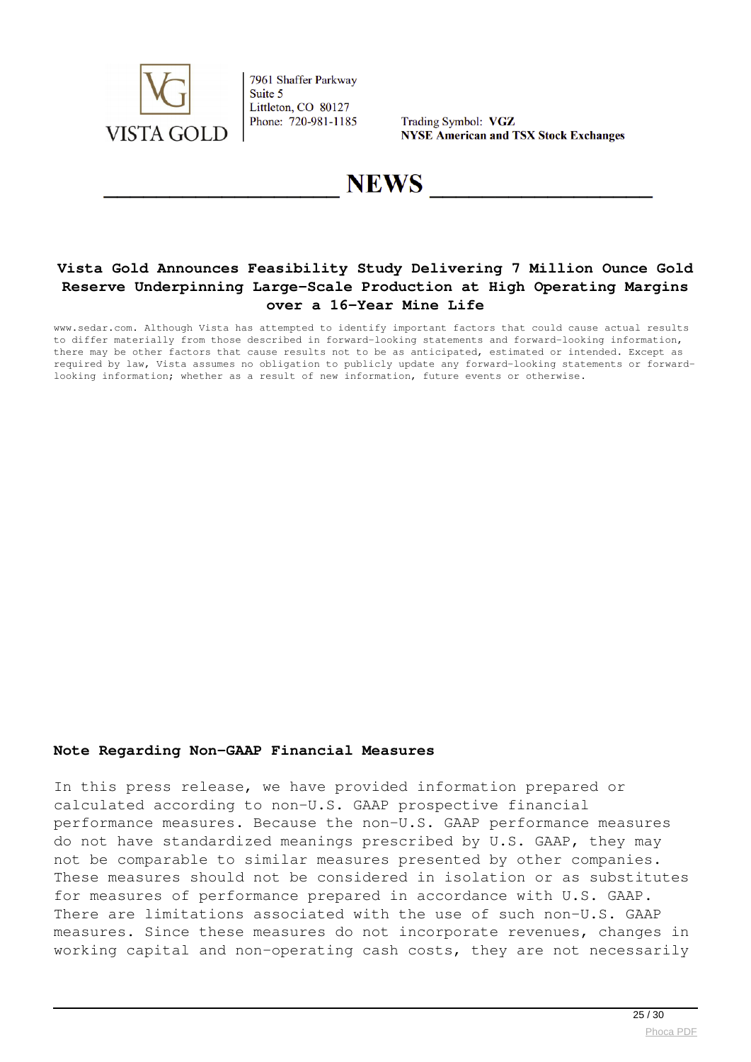Vista Gold Announces Feasibility Study Delivering 7 Million Ounce Gold Reserve Underpinning Large-Scale Production at High Operating Margins over a 16-Year Mine Life

www.sedar.com. Although Vista has attempted to identify important factors that could cause actual results to differ materially from those described in forward-looking statements and forward-looking information, there may be other factors that cause results not to be as anticipated, estimated or intended. Except as required by law, Vista assumes no obligation to publicly update any forward-looking statements or forward-looking information; whether as a result of new information, future events or otherwise.

#### Note Regarding Non-GAAP Financial Measures

In this press release, we have provided information prepared or calculated according to non-U.S. GAAP prospective financial performance measures. Because the non-U.S. GAAP performance measures do not have standardized meanings prescribed by U.S. GAAP, they may not be comparable to similar measures presented by other companies. These measures should not be considered in isolation or as substitutes for measures of performance prepared in accordance with U.S. GAAP. There are limitations associated with the use of such non-U.S. GAAP measures. Since these measures do not incorporate revenues, changes in working capital and non-operating cash costs, they are not necessarily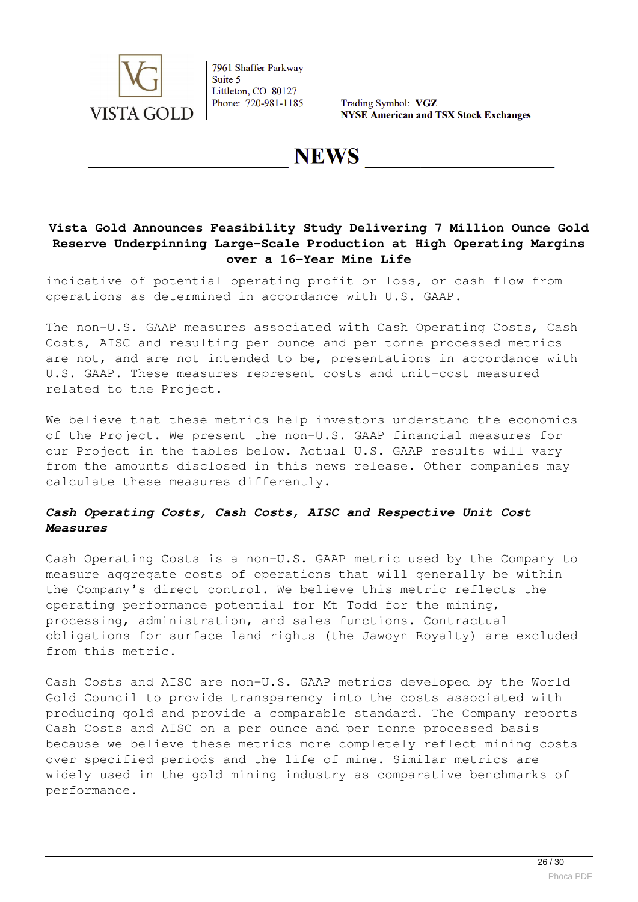indicative of potential operating profit or loss, or cash flow from operations as determined in accordance with U.S. GAAP.

The non-U.S. GAAP measures associated with Cash Operating Costs, Cash Costs, AISC and resulting per ounce and per tonne processed metrics are not, and are not intended to be, presentations in accordance with U.S. GAAP. These measures represent costs and unit-cost measured related to the Project.

We believe that these metrics help investors understand the economics of the Project. We present the non-U.S. GAAP financial measures for our Project in the tables below. Actual U.S. GAAP results will vary from the amounts disclosed in this news release. Other companies may calculate these measures differently.

***Cash Operating Costs, Cash Costs, AISC and Respective Unit Cost Measures***

Cash Operating Costs is a non-U.S. GAAP metric used by the Company to measure aggregate costs of operations that will generally be within the Company's direct control. We believe this metric reflects the operating performance potential for Mt Todd for the mining, processing, administration, and sales functions. Contractual obligations for surface land rights (the Jawoyn Royalty) are excluded from this metric.

Cash Costs and AISC are non-U.S. GAAP metrics developed by the World Gold Council to provide transparency into the costs associated with producing gold and provide a comparable standard. The Company reports Cash Costs and AISC on a per ounce and per tonne processed basis because we believe these metrics more completely reflect mining costs over specified periods and the life of mine. Similar metrics are widely used in the gold mining industry as comparative benchmarks of performance.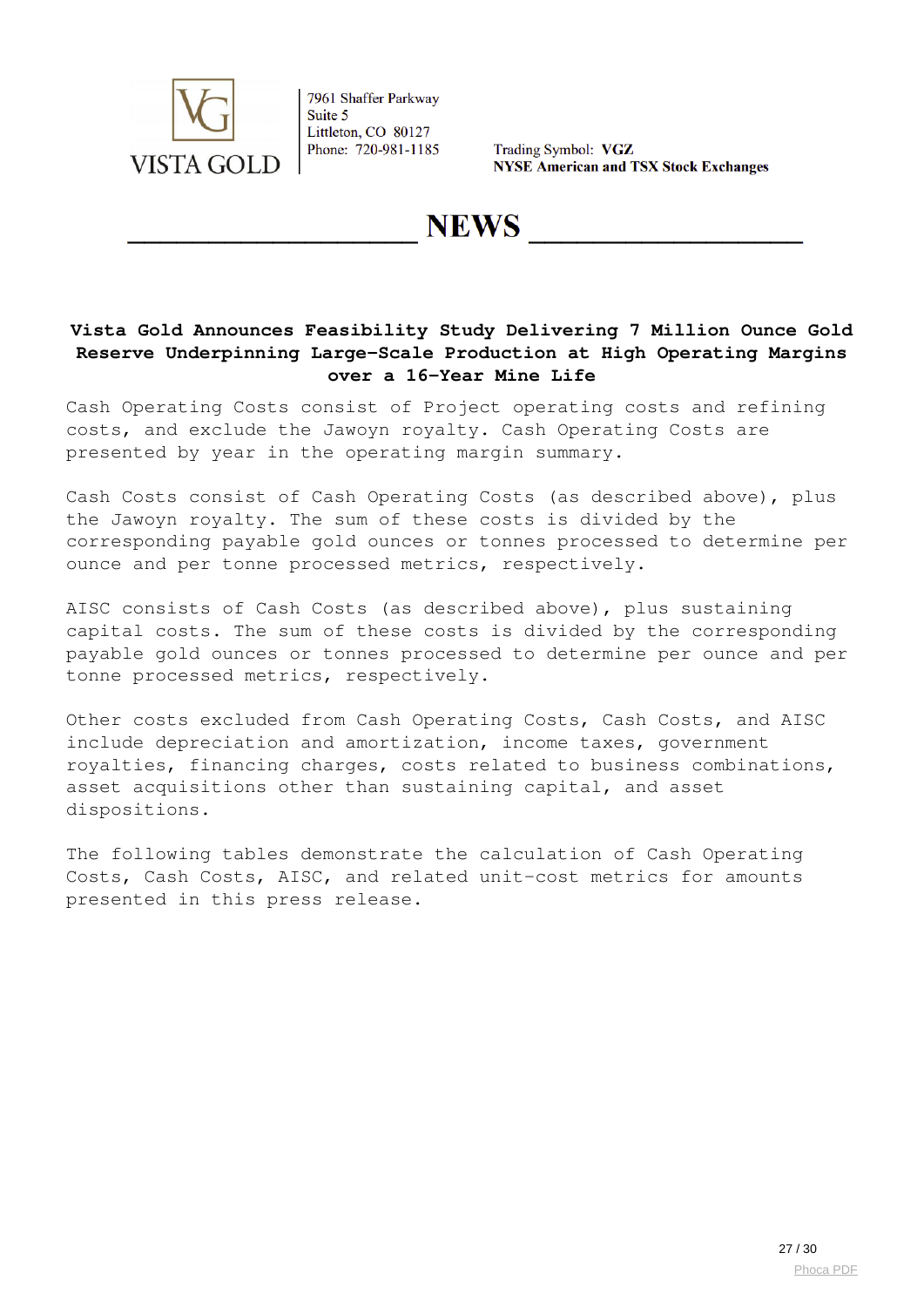Cash Operating Costs consist of Project operating costs and refining costs, and exclude the Jawoyn royalty. Cash Operating Costs are presented by year in the operating margin summary.

Cash Costs consist of Cash Operating Costs (as described above), plus the Jawoyn royalty. The sum of these costs is divided by the corresponding payable gold ounces or tonnes processed to determine per ounce and per tonne processed metrics, respectively.

AISC consists of Cash Costs (as described above), plus sustaining capital costs. The sum of these costs is divided by the corresponding payable gold ounces or tonnes processed to determine per ounce and per tonne processed metrics, respectively.

Other costs excluded from Cash Operating Costs, Cash Costs, and AISC include depreciation and amortization, income taxes, government royalties, financing charges, costs related to business combinations, asset acquisitions other than sustaining capital, and asset dispositions.

The following tables demonstrate the calculation of Cash Operating Costs, Cash Costs, AISC, and related unit-cost metrics for amounts presented in this press release.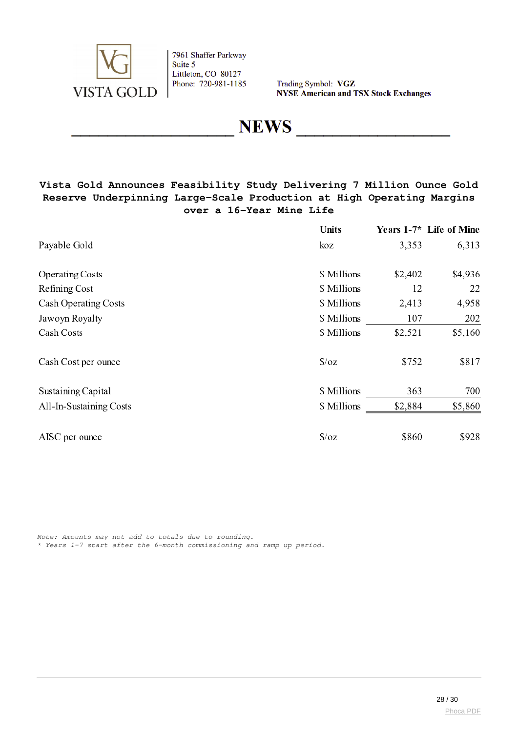VISTA GOLD

7961 Shaffer Parkway
Suite 5
Littleton, CO 80127
Phone: 720-981-1185

Trading Symbol: **VGZ**
**NYSE American and TSX Stock Exchanges**

# NEWS

**Vista Gold Announces Feasibility Study Delivering 7 Million Ounce Gold Reserve Underpinning Large-Scale Production at High Operating Margins over a 16-Year Mine Life**

| | Units | Years 1-7* | Life of Mine |
|---|---|---|---|
| Payable Gold | koz | 3,353 | 6,313 |
| | | | |
| Operating Costs | $ Millions | $2,402 | $4,936 |
| Refining Cost | $ Millions | 12 | 22 |
| Cash Operating Costs | $ Millions | 2,413 | 4,958 |
| Jawoyn Royalty | $ Millions | 107 | 202 |
| Cash Costs | $ Millions | $2,521 | $5,160 |
| | | | |
| Cash Cost per ounce | $/oz | $752 | $817 |
| | | | |
| Sustaining Capital | $ Millions | 363 | 700 |
| All-In-Sustaining Costs | $ Millions | $2,884 | $5,860 |
| | | | |
| AISC per ounce | $/oz | $860 | $928 |

*Note: Amounts may not add to totals due to rounding.*
*\* Years 1-7 start after the 6-month commissioning and ramp up period.*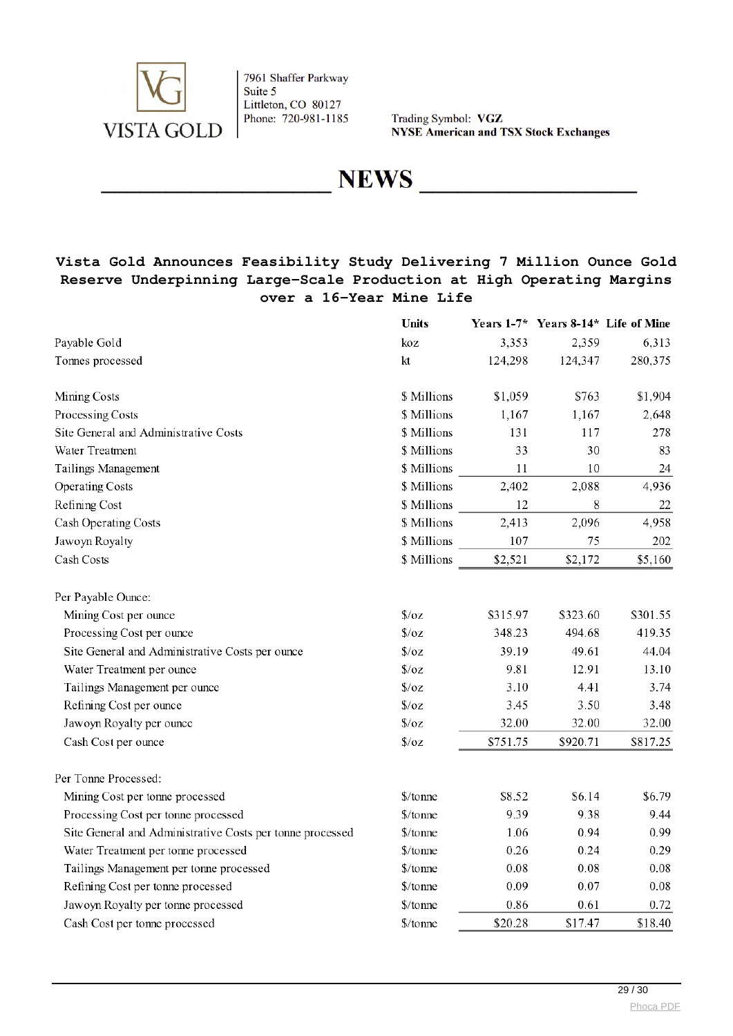VISTA GOLD

7961 Shaffer Parkway
Suite 5
Littleton, CO 80127
Phone: 720-981-1185

Trading Symbol: **VGZ**
**NYSE American and TSX Stock Exchanges**

# NEWS

## Vista Gold Announces Feasibility Study Delivering 7 Million Ounce Gold Reserve Underpinning Large-Scale Production at High Operating Margins over a 16-Year Mine Life

| | Units | Years 1-7* | Years 8-14* | Life of Mine |
|---|---|---|---|---|
| Payable Gold | koz | 3,353 | 2,359 | 6,313 |
| Tonnes processed | kt | 124,298 | 124,347 | 280,375 |
| | | | | |
| Mining Costs | $ Millions | $1,059 | $763 | $1,904 |
| Processing Costs | $ Millions | 1,167 | 1,167 | 2,648 |
| Site General and Administrative Costs | $ Millions | 131 | 117 | 278 |
| Water Treatment | $ Millions | 33 | 30 | 83 |
| Tailings Management | $ Millions | 11 | 10 | 24 |
| Operating Costs | $ Millions | 2,402 | 2,088 | 4,936 |
| Refining Cost | $ Millions | 12 | 8 | 22 |
| Cash Operating Costs | $ Millions | 2,413 | 2,096 | 4,958 |
| Jawoyn Royalty | $ Millions | 107 | 75 | 202 |
| Cash Costs | $ Millions | $2,521 | $2,172 | $5,160 |
| | | | | |
| Per Payable Ounce: | | | | |
| Mining Cost per ounce | $/oz | $315.97 | $323.60 | $301.55 |
| Processing Cost per ounce | $/oz | 348.23 | 494.68 | 419.35 |
| Site General and Administrative Costs per ounce | $/oz | 39.19 | 49.61 | 44.04 |
| Water Treatment per ounce | $/oz | 9.81 | 12.91 | 13.10 |
| Tailings Management per ounce | $/oz | 3.10 | 4.41 | 3.74 |
| Refining Cost per ounce | $/oz | 3.45 | 3.50 | 3.48 |
| Jawoyn Royalty per ounce | $/oz | 32.00 | 32.00 | 32.00 |
| Cash Cost per ounce | $/oz | $751.75 | $920.71 | $817.25 |
| | | | | |
| Per Tonne Processed: | | | | |
| Mining Cost per tonne processed | $/tonne | $8.52 | $6.14 | $6.79 |
| Processing Cost per tonne processed | $/tonne | 9.39 | 9.38 | 9.44 |
| Site General and Administrative Costs per tonne processed | $/tonne | 1.06 | 0.94 | 0.99 |
| Water Treatment per tonne processed | $/tonne | 0.26 | 0.24 | 0.29 |
| Tailings Management per tonne processed | $/tonne | 0.08 | 0.08 | 0.08 |
| Refining Cost per tonne processed | $/tonne | 0.09 | 0.07 | 0.08 |
| Jawoyn Royalty per tonne processed | $/tonne | 0.86 | 0.61 | 0.72 |
| Cash Cost per tonne processed | $/tonne | $20.28 | $17.47 | $18.40 |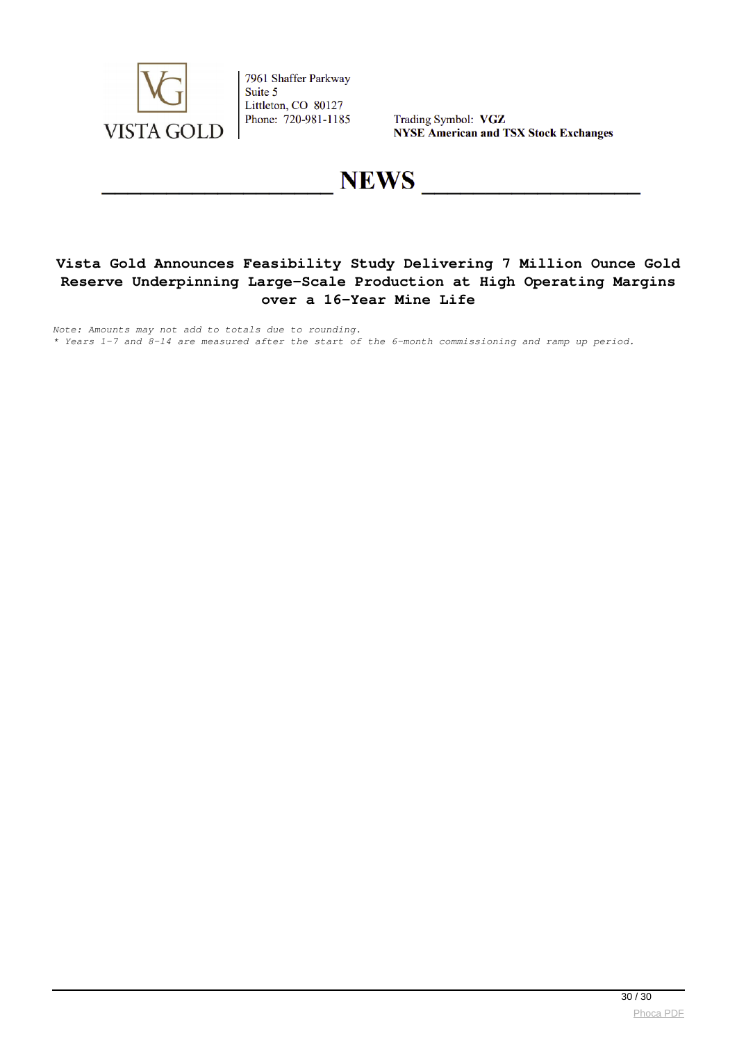# Vista Gold Announces Feasibility Study Delivering 7 Million Ounce Gold Reserve Underpinning Large-Scale Production at High Operating Margins over a 16-Year Mine Life

*Note: Amounts may not add to totals due to rounding.*

*\* Years 1-7 and 8-14 are measured after the start of the 6-month commissioning and ramp up period.*